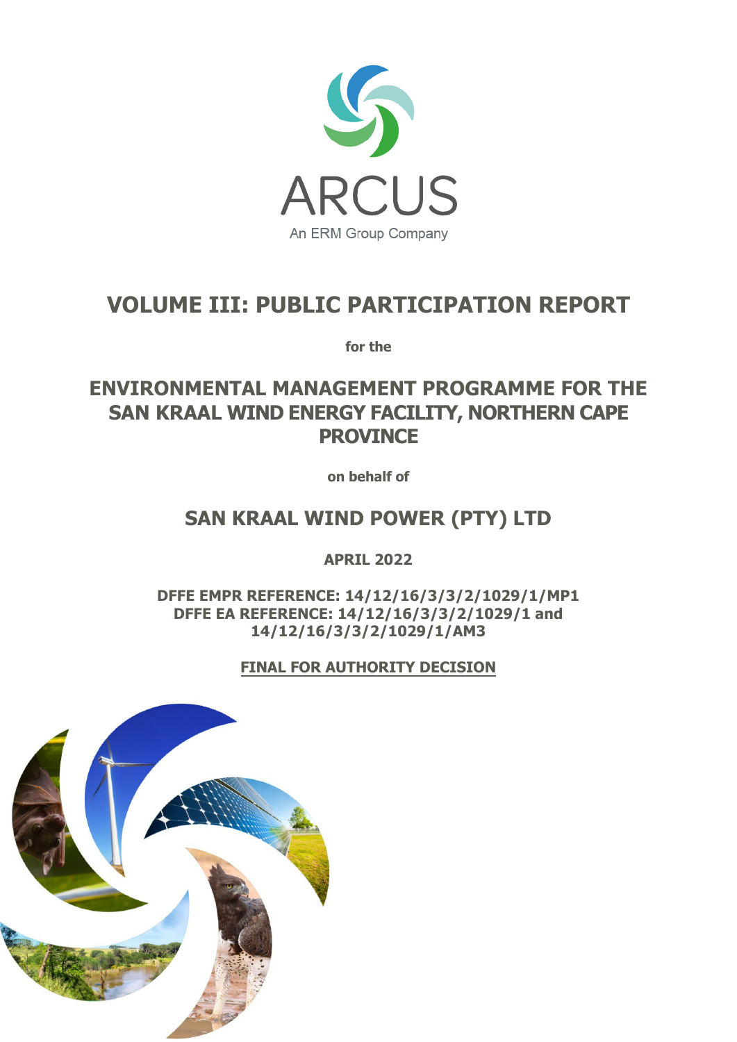ARCUS

An ERM Group Company

# VOLUME III: PUBLIC PARTICIPATION REPORT

**for the**

## ENVIRONMENTAL MANAGEMENT PROGRAMME FOR THE SAN KRAAL WIND ENERGY FACILITY, NORTHERN CAPE PROVINCE

**on behalf of**

## SAN KRAAL WIND POWER (PTY) LTD

**APRIL 2022**

**DFFE EMPR REFERENCE: 14/12/16/3/3/2/1029/1/MP1**
**DFFE EA REFERENCE: 14/12/16/3/3/2/1029/1 and 14/12/16/3/3/2/1029/1/AM3**

**FINAL FOR AUTHORITY DECISION**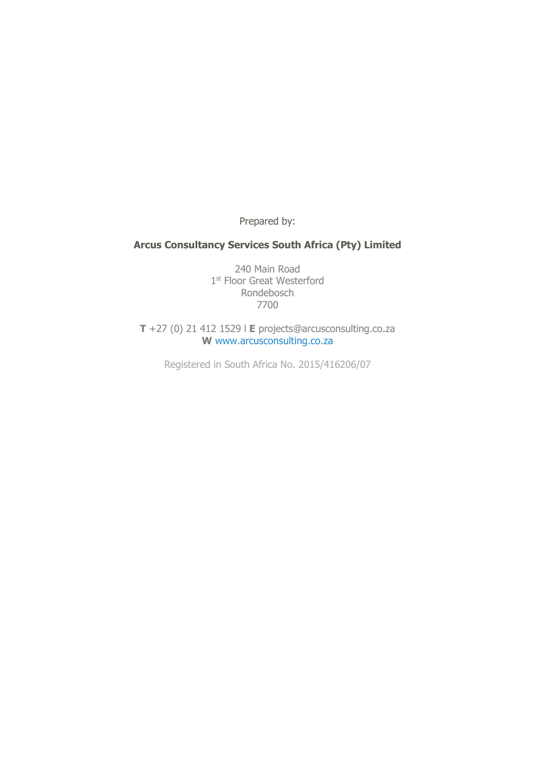Prepared by:

**Arcus Consultancy Services South Africa (Pty) Limited**

240 Main Road
1st Floor Great Westerford
Rondebosch
7700

**T** +27 (0) 21 412 1529 l **E** projects@arcusconsulting.co.za
**W** www.arcusconsulting.co.za

Registered in South Africa No. 2015/416206/07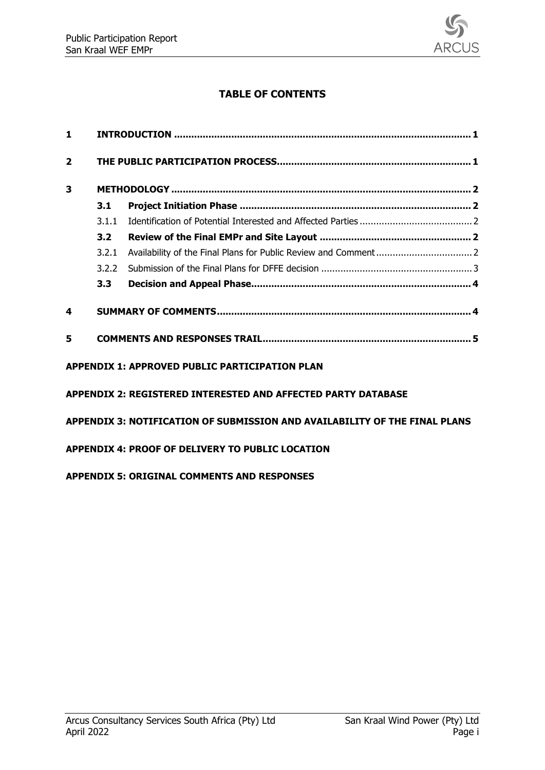# TABLE OF CONTENTS

| | | | |
|---|---|---|---|
| **1** | **INTRODUCTION** | | **1** |
| **2** | **THE PUBLIC PARTICIPATION PROCESS** | | **1** |
| **3** | **METHODOLOGY** | | **2** |
| | **3.1** | **Project Initiation Phase** | **2** |
| | 3.1.1 | Identification of Potential Interested and Affected Parties | 2 |
| | **3.2** | **Review of the Final EMPr and Site Layout** | **2** |
| | 3.2.1 | Availability of the Final Plans for Public Review and Comment | 2 |
| | 3.2.2 | Submission of the Final Plans for DFFE decision | 3 |
| | **3.3** | **Decision and Appeal Phase** | **4** |
| **4** | **SUMMARY OF COMMENTS** | | **4** |
| **5** | **COMMENTS AND RESPONSES TRAIL** | | **5** |

**APPENDIX 1: APPROVED PUBLIC PARTICIPATION PLAN**

**APPENDIX 2: REGISTERED INTERESTED AND AFFECTED PARTY DATABASE**

**APPENDIX 3: NOTIFICATION OF SUBMISSION AND AVAILABILITY OF THE FINAL PLANS**

**APPENDIX 4: PROOF OF DELIVERY TO PUBLIC LOCATION**

**APPENDIX 5: ORIGINAL COMMENTS AND RESPONSES**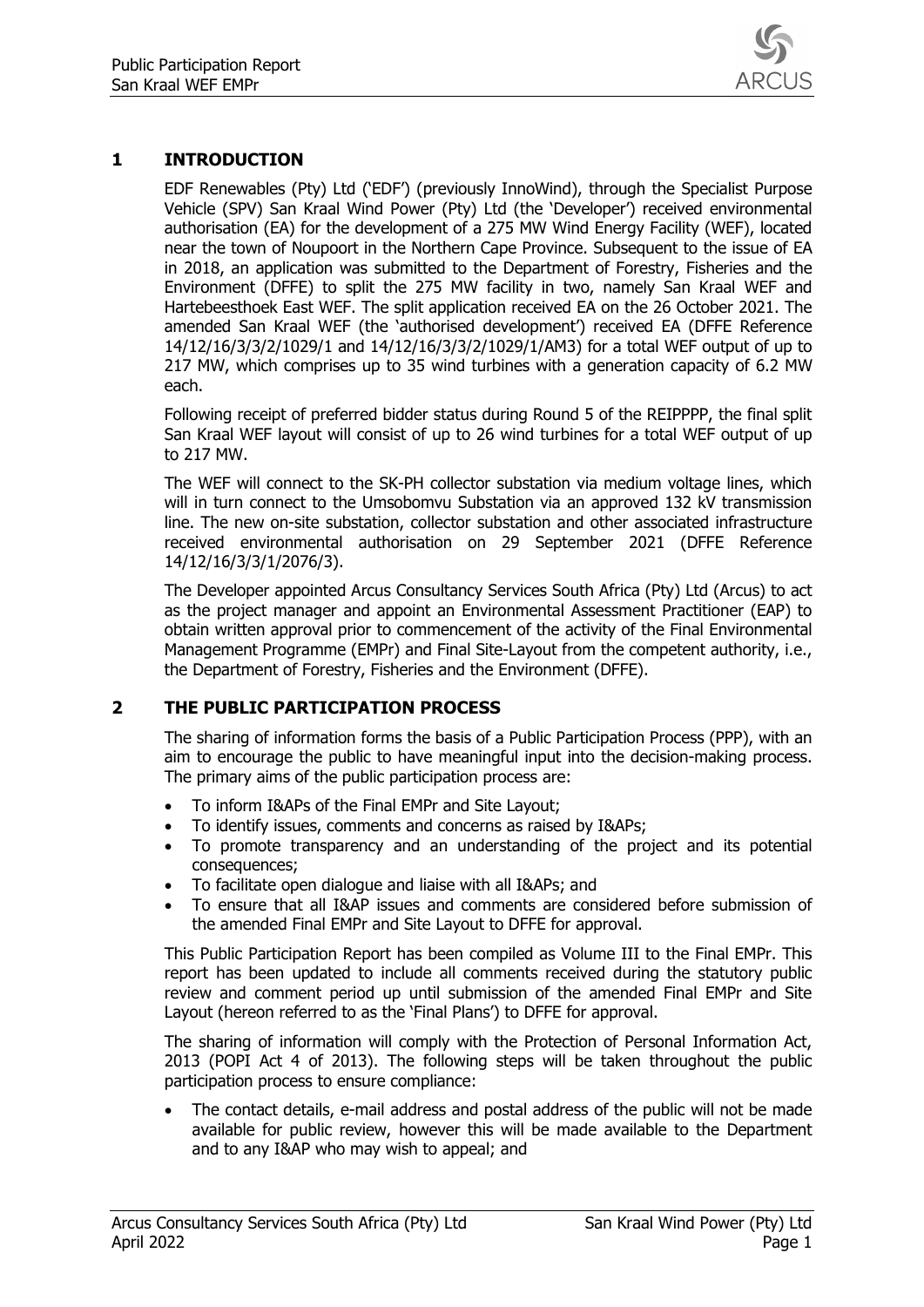# 1 INTRODUCTION

EDF Renewables (Pty) Ltd ('EDF') (previously InnoWind), through the Specialist Purpose Vehicle (SPV) San Kraal Wind Power (Pty) Ltd (the 'Developer') received environmental authorisation (EA) for the development of a 275 MW Wind Energy Facility (WEF), located near the town of Noupoort in the Northern Cape Province. Subsequent to the issue of EA in 2018, an application was submitted to the Department of Forestry, Fisheries and the Environment (DFFE) to split the 275 MW facility in two, namely San Kraal WEF and Hartebeesthoek East WEF. The split application received EA on the 26 October 2021. The amended San Kraal WEF (the 'authorised development') received EA (DFFE Reference 14/12/16/3/3/2/1029/1 and 14/12/16/3/3/2/1029/1/AM3) for a total WEF output of up to 217 MW, which comprises up to 35 wind turbines with a generation capacity of 6.2 MW each.

Following receipt of preferred bidder status during Round 5 of the REIPPPP, the final split San Kraal WEF layout will consist of up to 26 wind turbines for a total WEF output of up to 217 MW.

The WEF will connect to the SK-PH collector substation via medium voltage lines, which will in turn connect to the Umsobomvu Substation via an approved 132 kV transmission line. The new on-site substation, collector substation and other associated infrastructure received environmental authorisation on 29 September 2021 (DFFE Reference 14/12/16/3/3/1/2076/3).

The Developer appointed Arcus Consultancy Services South Africa (Pty) Ltd (Arcus) to act as the project manager and appoint an Environmental Assessment Practitioner (EAP) to obtain written approval prior to commencement of the activity of the Final Environmental Management Programme (EMPr) and Final Site-Layout from the competent authority, i.e., the Department of Forestry, Fisheries and the Environment (DFFE).

# 2 THE PUBLIC PARTICIPATION PROCESS

The sharing of information forms the basis of a Public Participation Process (PPP), with an aim to encourage the public to have meaningful input into the decision-making process. The primary aims of the public participation process are:

- To inform I&APs of the Final EMPr and Site Layout;
- To identify issues, comments and concerns as raised by I&APs;
- To promote transparency and an understanding of the project and its potential consequences;
- To facilitate open dialogue and liaise with all I&APs; and
- To ensure that all I&AP issues and comments are considered before submission of the amended Final EMPr and Site Layout to DFFE for approval.

This Public Participation Report has been compiled as Volume III to the Final EMPr. This report has been updated to include all comments received during the statutory public review and comment period up until submission of the amended Final EMPr and Site Layout (hereon referred to as the 'Final Plans') to DFFE for approval.

The sharing of information will comply with the Protection of Personal Information Act, 2013 (POPI Act 4 of 2013). The following steps will be taken throughout the public participation process to ensure compliance:

- The contact details, e-mail address and postal address of the public will not be made available for public review, however this will be made available to the Department and to any I&AP who may wish to appeal; and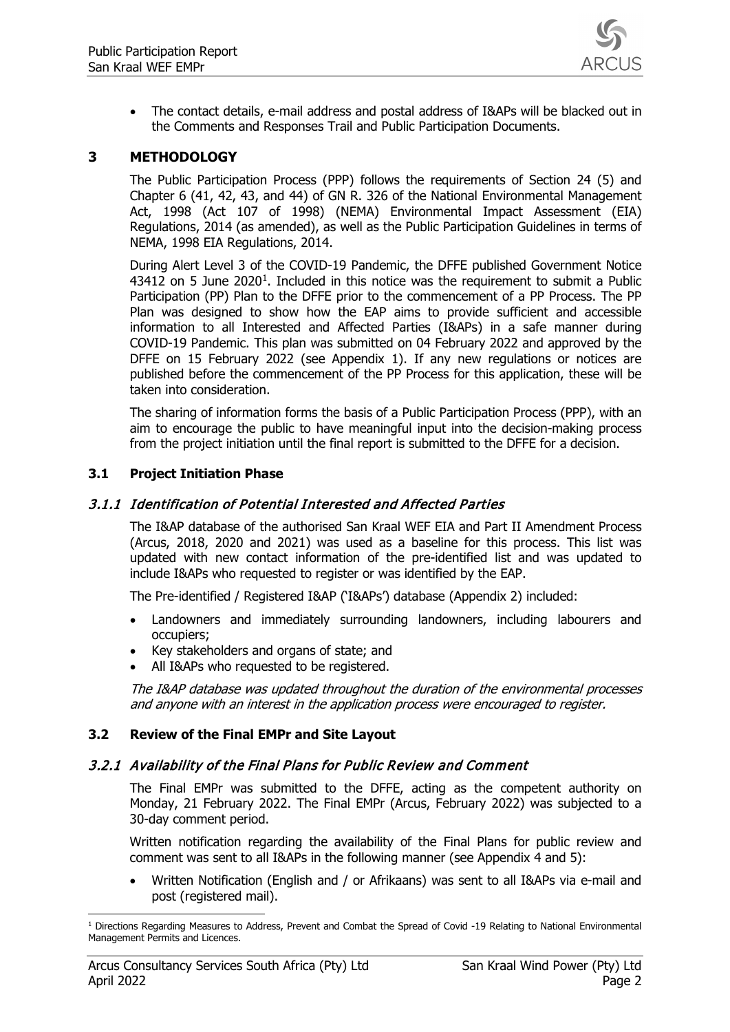- The contact details, e-mail address and postal address of I&APs will be blacked out in the Comments and Responses Trail and Public Participation Documents.

# 3 METHODOLOGY

The Public Participation Process (PPP) follows the requirements of Section 24 (5) and Chapter 6 (41, 42, 43, and 44) of GN R. 326 of the National Environmental Management Act, 1998 (Act 107 of 1998) (NEMA) Environmental Impact Assessment (EIA) Regulations, 2014 (as amended), as well as the Public Participation Guidelines in terms of NEMA, 1998 EIA Regulations, 2014.

During Alert Level 3 of the COVID-19 Pandemic, the DFFE published Government Notice 43412 on 5 June 2020[1]. Included in this notice was the requirement to submit a Public Participation (PP) Plan to the DFFE prior to the commencement of a PP Process. The PP Plan was designed to show how the EAP aims to provide sufficient and accessible information to all Interested and Affected Parties (I&APs) in a safe manner during COVID-19 Pandemic. This plan was submitted on 04 February 2022 and approved by the DFFE on 15 February 2022 (see Appendix 1). If any new regulations or notices are published before the commencement of the PP Process for this application, these will be taken into consideration.

The sharing of information forms the basis of a Public Participation Process (PPP), with an aim to encourage the public to have meaningful input into the decision-making process from the project initiation until the final report is submitted to the DFFE for a decision.

## 3.1 Project Initiation Phase

### *3.1.1 Identification of Potential Interested and Affected Parties*

The I&AP database of the authorised San Kraal WEF EIA and Part II Amendment Process (Arcus, 2018, 2020 and 2021) was used as a baseline for this process. This list was updated with new contact information of the pre-identified list and was updated to include I&APs who requested to register or was identified by the EAP.

The Pre-identified / Registered I&AP ('I&APs') database (Appendix 2) included:

- Landowners and immediately surrounding landowners, including labourers and occupiers;
- Key stakeholders and organs of state; and
- All I&APs who requested to be registered.

*The I&AP database was updated throughout the duration of the environmental processes and anyone with an interest in the application process were encouraged to register.*

## 3.2 Review of the Final EMPr and Site Layout

### *3.2.1 Availability of the Final Plans for Public Review and Comment*

The Final EMPr was submitted to the DFFE, acting as the competent authority on Monday, 21 February 2022. The Final EMPr (Arcus, February 2022) was subjected to a 30-day comment period.

Written notification regarding the availability of the Final Plans for public review and comment was sent to all I&APs in the following manner (see Appendix 4 and 5):

- Written Notification (English and / or Afrikaans) was sent to all I&APs via e-mail and post (registered mail).

[1] Directions Regarding Measures to Address, Prevent and Combat the Spread of Covid -19 Relating to National Environmental Management Permits and Licences.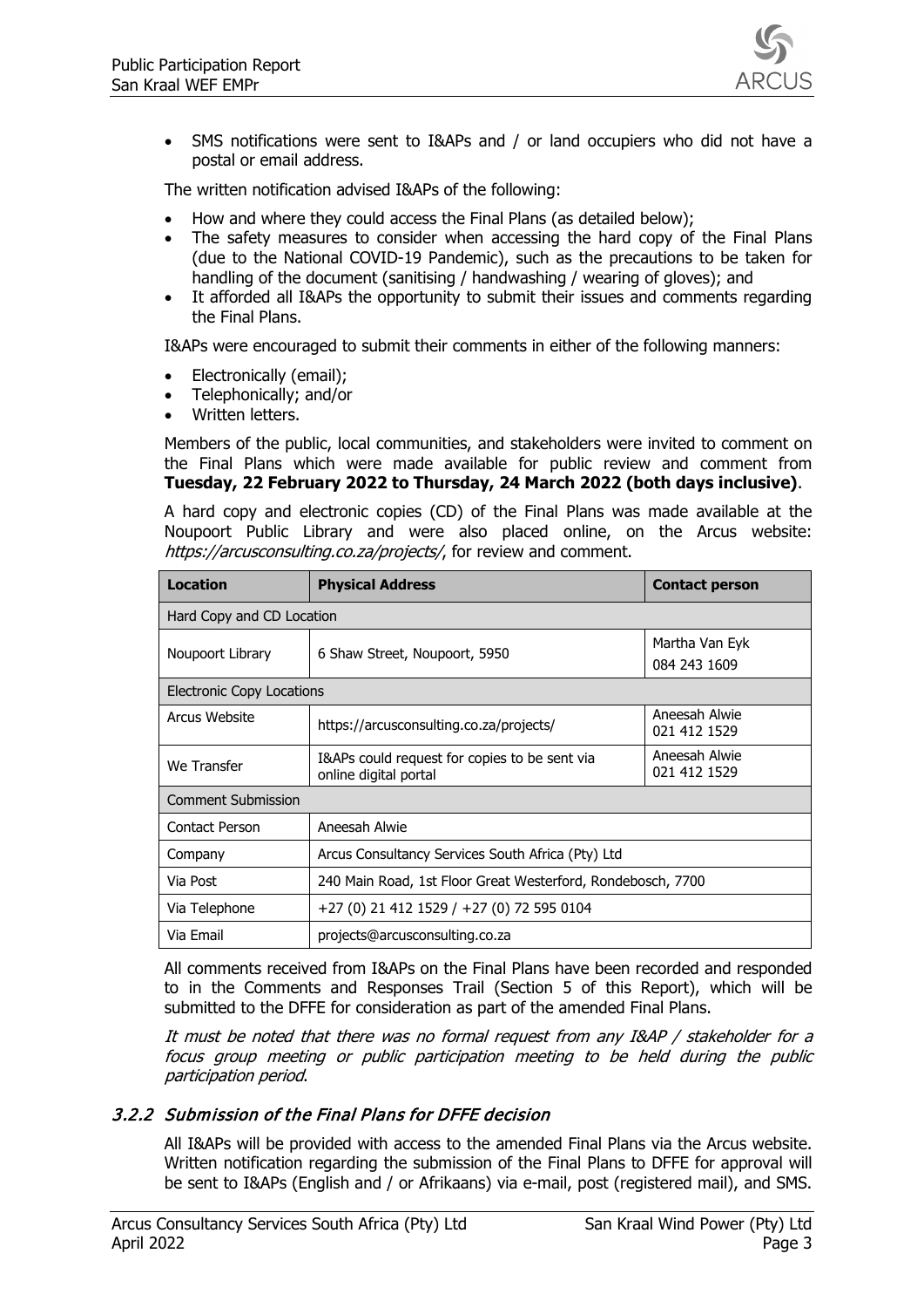- SMS notifications were sent to I&APs and / or land occupiers who did not have a postal or email address.

The written notification advised I&APs of the following:

- How and where they could access the Final Plans (as detailed below);
- The safety measures to consider when accessing the hard copy of the Final Plans (due to the National COVID-19 Pandemic), such as the precautions to be taken for handling of the document (sanitising / handwashing / wearing of gloves); and
- It afforded all I&APs the opportunity to submit their issues and comments regarding the Final Plans.

I&APs were encouraged to submit their comments in either of the following manners:

- Electronically (email);
- Telephonically; and/or
- Written letters.

Members of the public, local communities, and stakeholders were invited to comment on the Final Plans which were made available for public review and comment from **Tuesday, 22 February 2022 to Thursday, 24 March 2022 (both days inclusive)**.

A hard copy and electronic copies (CD) of the Final Plans was made available at the Noupoort Public Library and were also placed online, on the Arcus website: *https://arcusconsulting.co.za/projects/*, for review and comment.

| **Location** | **Physical Address** | **Contact person** |
|---|---|---|
| Hard Copy and CD Location | | |
| Noupoort Library | 6 Shaw Street, Noupoort, 5950 | Martha Van Eyk<br>084 243 1609 |
| Electronic Copy Locations | | |
| Arcus Website | https://arcusconsulting.co.za/projects/ | Aneesah Alwie<br>021 412 1529 |
| We Transfer | I&APs could request for copies to be sent via online digital portal | Aneesah Alwie<br>021 412 1529 |
| Comment Submission | | |
| Contact Person | Aneesah Alwie | |
| Company | Arcus Consultancy Services South Africa (Pty) Ltd | |
| Via Post | 240 Main Road, 1st Floor Great Westerford, Rondebosch, 7700 | |
| Via Telephone | +27 (0) 21 412 1529 / +27 (0) 72 595 0104 | |
| Via Email | projects@arcusconsulting.co.za | |

All comments received from I&APs on the Final Plans have been recorded and responded to in the Comments and Responses Trail (Section 5 of this Report), which will be submitted to the DFFE for consideration as part of the amended Final Plans.

*It must be noted that there was no formal request from any I&AP / stakeholder for a focus group meeting or public participation meeting to be held during the public participation period.*

### 3.2.2 Submission of the Final Plans for DFFE decision

All I&APs will be provided with access to the amended Final Plans via the Arcus website. Written notification regarding the submission of the Final Plans to DFFE for approval will be sent to I&APs (English and / or Afrikaans) via e-mail, post (registered mail), and SMS.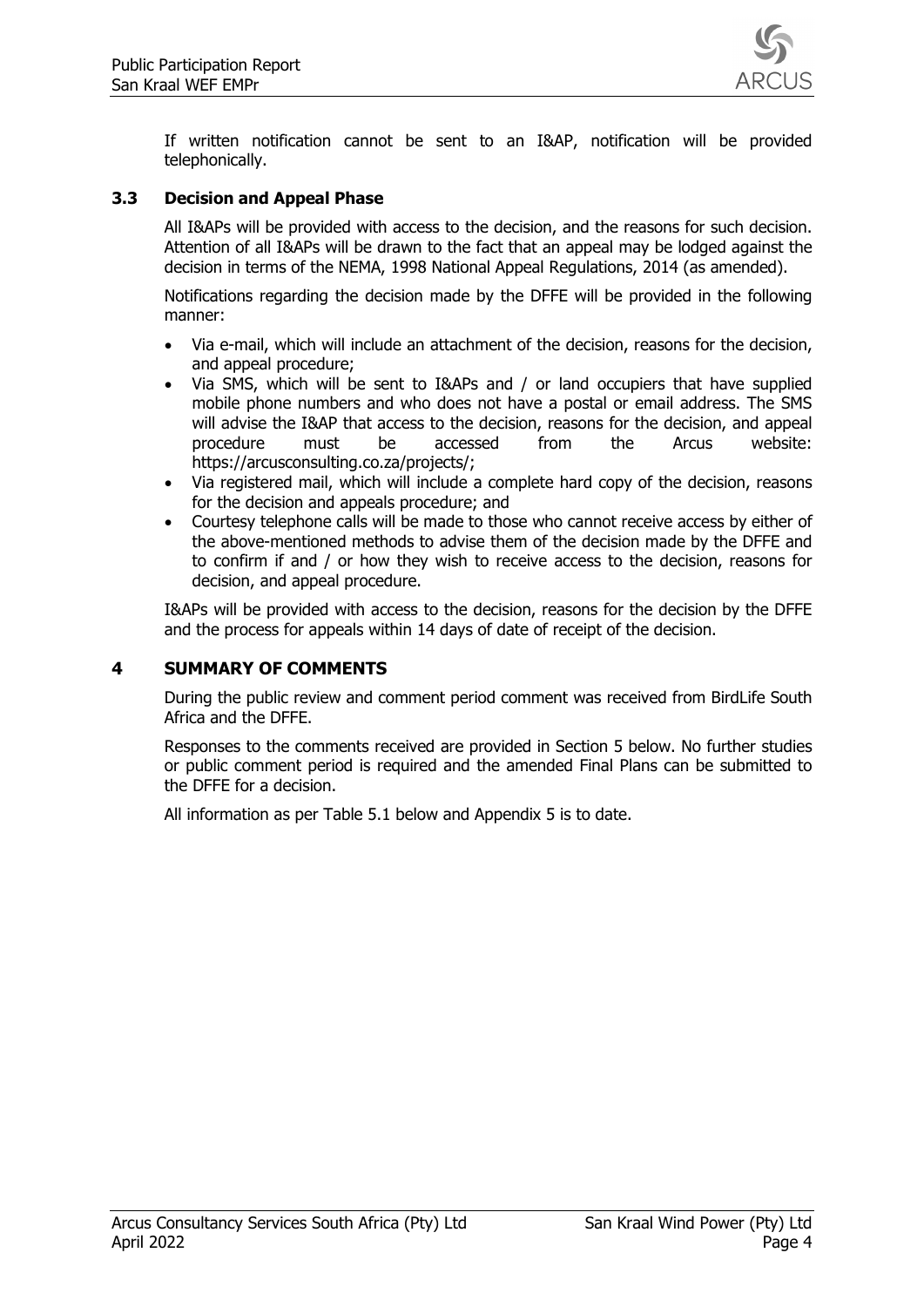If written notification cannot be sent to an I&AP, notification will be provided telephonically.

### 3.3 Decision and Appeal Phase

All I&APs will be provided with access to the decision, and the reasons for such decision. Attention of all I&APs will be drawn to the fact that an appeal may be lodged against the decision in terms of the NEMA, 1998 National Appeal Regulations, 2014 (as amended).

Notifications regarding the decision made by the DFFE will be provided in the following manner:

- Via e-mail, which will include an attachment of the decision, reasons for the decision, and appeal procedure;
- Via SMS, which will be sent to I&APs and / or land occupiers that have supplied mobile phone numbers and who does not have a postal or email address. The SMS will advise the I&AP that access to the decision, reasons for the decision, and appeal procedure must be accessed from the Arcus website: https://arcusconsulting.co.za/projects/;
- Via registered mail, which will include a complete hard copy of the decision, reasons for the decision and appeals procedure; and
- Courtesy telephone calls will be made to those who cannot receive access by either of the above-mentioned methods to advise them of the decision made by the DFFE and to confirm if and / or how they wish to receive access to the decision, reasons for decision, and appeal procedure.

I&APs will be provided with access to the decision, reasons for the decision by the DFFE and the process for appeals within 14 days of date of receipt of the decision.

## 4 SUMMARY OF COMMENTS

During the public review and comment period comment was received from BirdLife South Africa and the DFFE.

Responses to the comments received are provided in Section 5 below. No further studies or public comment period is required and the amended Final Plans can be submitted to the DFFE for a decision.

All information as per Table 5.1 below and Appendix 5 is to date.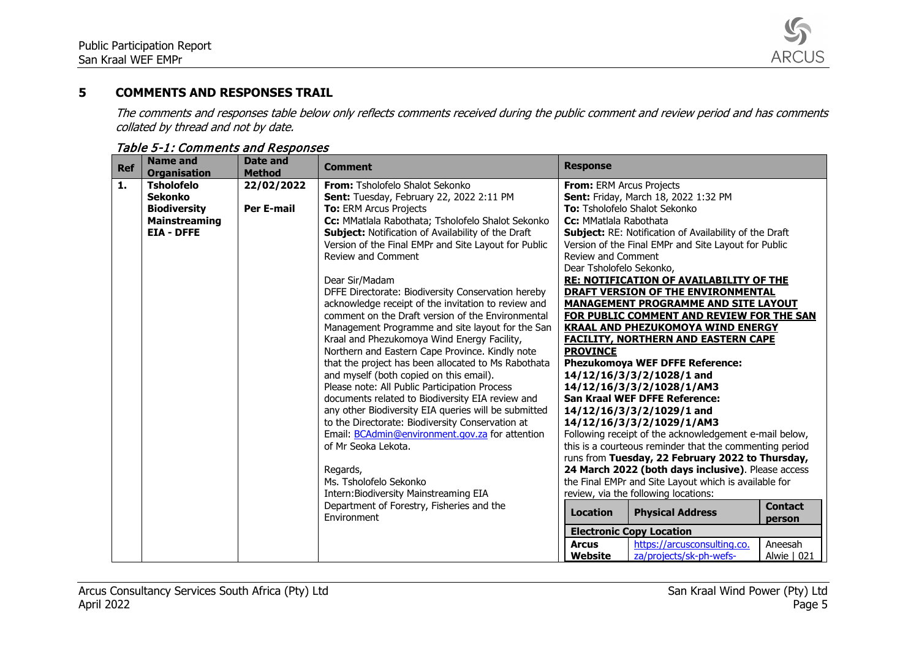## 5 COMMENTS AND RESPONSES TRAIL

*The comments and responses table below only reflects comments received during the public comment and review period and has comments collated by thread and not by date.*

*Table 5-1: Comments and Responses*

| Ref | Name and Organisation | Date and Method | Comment | Response |
|---|---|---|---|---|
| 1. | **Tsholofelo Sekonko Biodiversity Mainstreaming EIA - DFFE** | **22/02/2022** **Per E-mail** | **From:** Tsholofelo Shalot Sekonko<br>**Sent:** Tuesday, February 22, 2022 2:11 PM<br>**To:** ERM Arcus Projects<br>**Cc:** MMatlala Rabothata; Tsholofelo Shalot Sekonko<br>**Subject:** Notification of Availability of the Draft Version of the Final EMPr and Site Layout for Public Review and Comment<br><br>Dear Sir/Madam<br>DFFE Directorate: Biodiversity Conservation hereby acknowledge receipt of the invitation to review and comment on the Draft version of the Environmental Management Programme and site layout for the San Kraal and Phezukomoya Wind Energy Facility, Northern and Eastern Cape Province. Kindly note that the project has been allocated to Ms Rabothata and myself (both copied on this email).<br>Please note: All Public Participation Process documents related to Biodiversity EIA review and any other Biodiversity EIA queries will be submitted to the Directorate: Biodiversity Conservation at Email: BCAdmin@environment.gov.za for attention of Mr Seoka Lekota.<br><br>Regards,<br>Ms. Tsholofelo Sekonko<br>Intern:Biodiversity Mainstreaming EIA<br>Department of Forestry, Fisheries and the Environment | **From:** ERM Arcus Projects<br>**Sent:** Friday, March 18, 2022 1:32 PM<br>**To:** Tsholofelo Shalot Sekonko<br>**Cc:** MMatlala Rabothata<br>**Subject:** RE: Notification of Availability of the Draft Version of the Final EMPr and Site Layout for Public Review and Comment<br>Dear Tsholofelo Sekonko,<br>**RE: NOTIFICATION OF AVAILABILITY OF THE DRAFT VERSION OF THE ENVIRONMENTAL MANAGEMENT PROGRAMME AND SITE LAYOUT FOR PUBLIC COMMENT AND REVIEW FOR THE SAN KRAAL AND PHEZUKOMOYA WIND ENERGY FACILITY, NORTHERN AND EASTERN CAPE PROVINCE**<br>**Phezukomoya WEF DFFE Reference: 14/12/16/3/3/2/1028/1 and 14/12/16/3/3/2/1028/1/AM3**<br>**San Kraal WEF DFFE Reference: 14/12/16/3/3/2/1029/1 and 14/12/16/3/3/2/1029/1/AM3**<br>Following receipt of the acknowledgement e-mail below, this is a courteous reminder that the commenting period runs from **Tuesday, 22 February 2022 to Thursday, 24 March 2022 (both days inclusive)**. Please access the Final EMPr and Site Layout which is available for review, via the following locations:<br><br>**Location** \| **Physical Address** \| **Contact person**<br>**Electronic Copy Location**<br>**Arcus Website** \| https://arcusconsulting.co.za/projects/sk-ph-wefs- \| Aneesah Alwie \| 021 |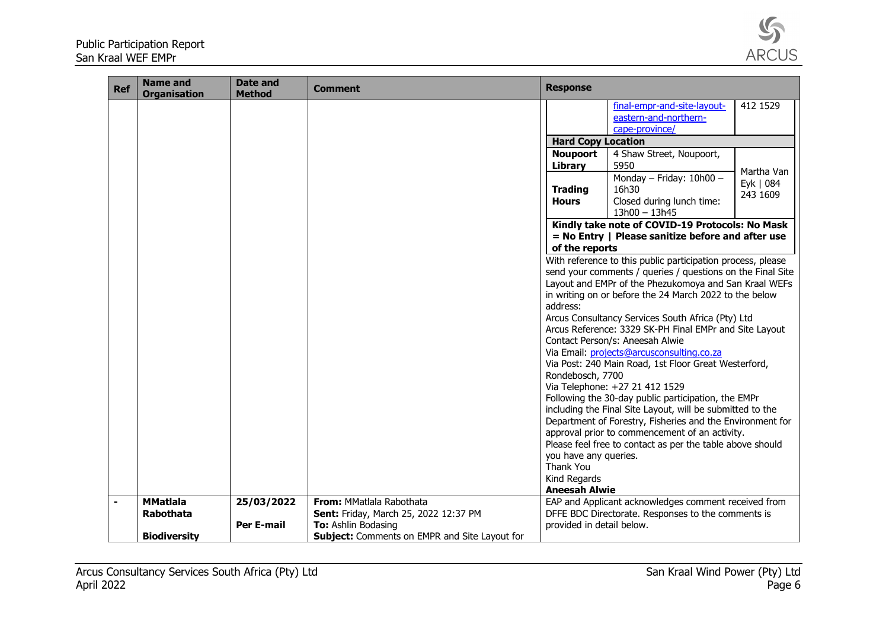| Ref | Name and Organisation | Date and Method | Comment | Response |
|---|---|---|---|---|
| | | | | final-empr-and-site-layout-eastern-and-northern-cape-province/ 412 1529<br><br>**Hard Copy Location**<br>**Noupoort Library** – 4 Shaw Street, Noupoort, 5950 – Martha Van Eyk \| 084 243 1609<br>**Trading Hours** – Monday – Friday: 10h00 – 16h30; Closed during lunch time: 13h00 – 13h45<br><br>**Kindly take note of COVID-19 Protocols: No Mask = No Entry \| Please sanitize before and after use of the reports**<br><br>With reference to this public participation process, please send your comments / queries / questions on the Final Site Layout and EMPr of the Phezukomoya and San Kraal WEFs in writing on or before the 24 March 2022 to the below address:<br>Arcus Consultancy Services South Africa (Pty) Ltd<br>Arcus Reference: 3329 SK-PH Final EMPr and Site Layout<br>Contact Person/s: Aneesah Alwie<br>Via Email: projects@arcusconsulting.co.za<br>Via Post: 240 Main Road, 1st Floor Great Westerford, Rondebosch, 7700<br>Via Telephone: +27 21 412 1529<br>Following the 30-day public participation, the EMPr including the Final Site Layout, will be submitted to the Department of Forestry, Fisheries and the Environment for approval prior to commencement of an activity.<br>Please feel free to contact as per the table above should you have any queries.<br>Thank You<br>Kind Regards<br>**Aneesah Alwie** |
| - | **MMatlala Rabothata**<br><br>**Biodiversity** | **25/03/2022**<br><br>**Per E-mail** | **From:** MMatlala Rabothata<br>**Sent:** Friday, March 25, 2022 12:37 PM<br>**To:** Ashlin Bodasing<br>**Subject:** Comments on EMPR and Site Layout for | EAP and Applicant acknowledges comment received from DFFE BDC Directorate. Responses to the comments is provided in detail below. |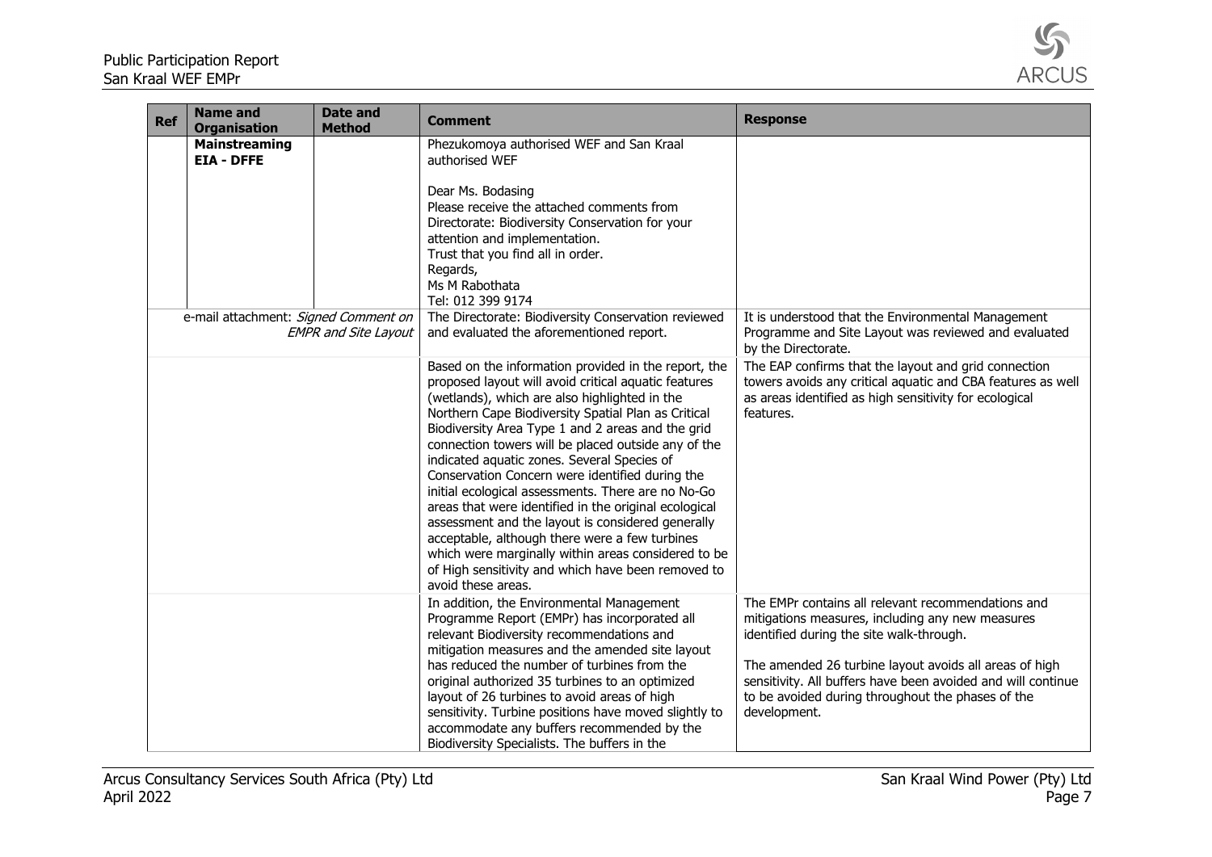| Ref | Name and Organisation | Date and Method | Comment | Response |
|---|---|---|---|---|
| | **Mainstreaming EIA - DFFE** | | Phezukomoya authorised WEF and San Kraal authorised WEF<br><br>Dear Ms. Bodasing<br>Please receive the attached comments from Directorate: Biodiversity Conservation for your attention and implementation.<br>Trust that you find all in order.<br>Regards,<br>Ms M Rabothata<br>Tel: 012 399 9174 | |
| e-mail attachment: *Signed Comment on EMPR and Site Layout* | | | The Directorate: Biodiversity Conservation reviewed and evaluated the aforementioned report. | It is understood that the Environmental Management Programme and Site Layout was reviewed and evaluated by the Directorate. |
| | | | Based on the information provided in the report, the proposed layout will avoid critical aquatic features (wetlands), which are also highlighted in the Northern Cape Biodiversity Spatial Plan as Critical Biodiversity Area Type 1 and 2 areas and the grid connection towers will be placed outside any of the indicated aquatic zones. Several Species of Conservation Concern were identified during the initial ecological assessments. There are no No-Go areas that were identified in the original ecological assessment and the layout is considered generally acceptable, although there were a few turbines which were marginally within areas considered to be of High sensitivity and which have been removed to avoid these areas. | The EAP confirms that the layout and grid connection towers avoids any critical aquatic and CBA features as well as areas identified as high sensitivity for ecological features. |
| | | | In addition, the Environmental Management Programme Report (EMPr) has incorporated all relevant Biodiversity recommendations and mitigation measures and the amended site layout has reduced the number of turbines from the original authorized 35 turbines to an optimized layout of 26 turbines to avoid areas of high sensitivity. Turbine positions have moved slightly to accommodate any buffers recommended by the Biodiversity Specialists. The buffers in the | The EMPr contains all relevant recommendations and mitigations measures, including any new measures identified during the site walk-through.<br><br>The amended 26 turbine layout avoids all areas of high sensitivity. All buffers have been avoided and will continue to be avoided during throughout the phases of the development. |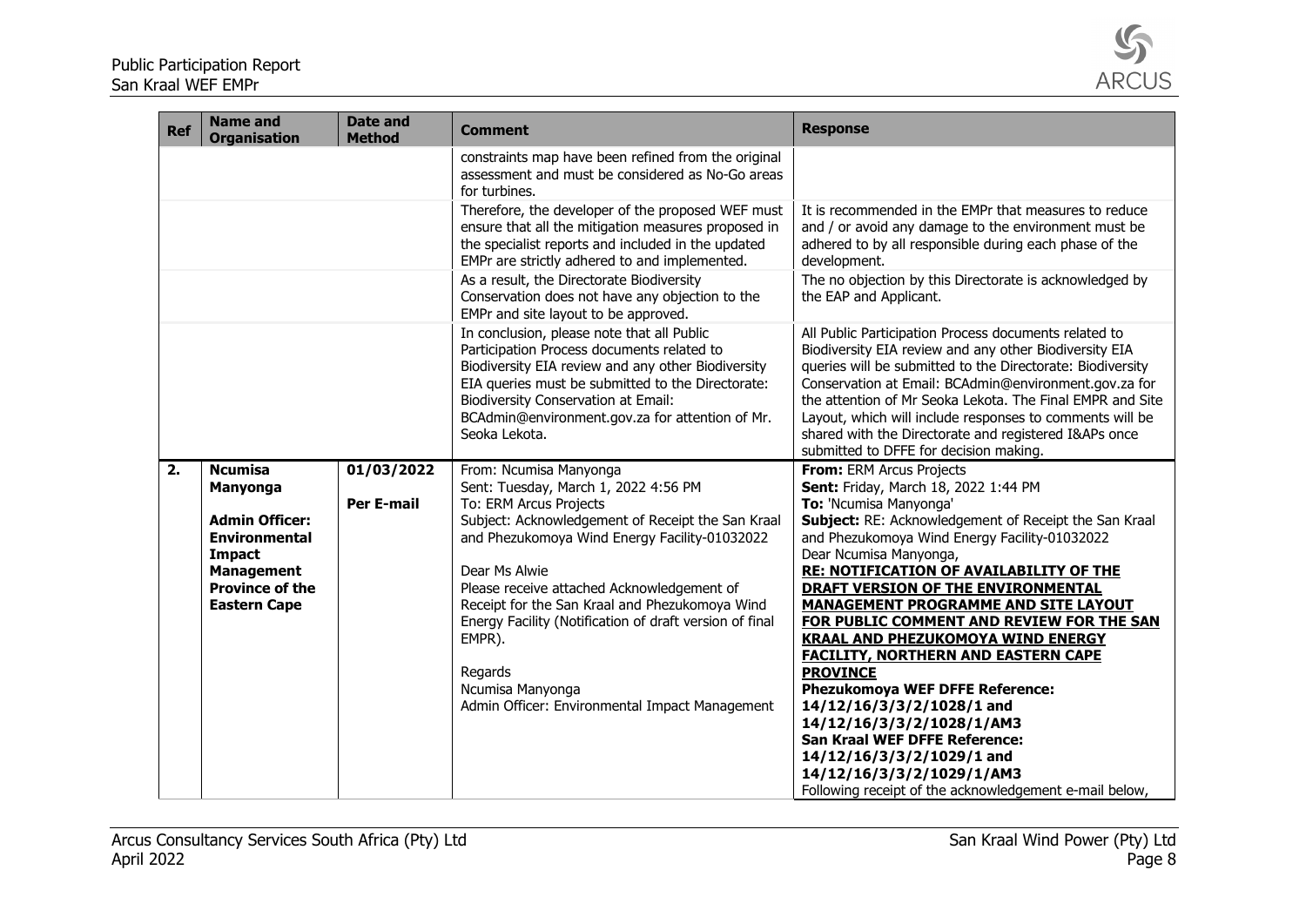| Ref | Name and Organisation | Date and Method | Comment | Response |
|---|---|---|---|---|
| | | | constraints map have been refined from the original assessment and must be considered as No-Go areas for turbines. | |
| | | | Therefore, the developer of the proposed WEF must ensure that all the mitigation measures proposed in the specialist reports and included in the updated EMPr are strictly adhered to and implemented. | It is recommended in the EMPr that measures to reduce and / or avoid any damage to the environment must be adhered to by all responsible during each phase of the development. |
| | | | As a result, the Directorate Biodiversity Conservation does not have any objection to the EMPr and site layout to be approved. | The no objection by this Directorate is acknowledged by the EAP and Applicant. |
| | | | In conclusion, please note that all Public Participation Process documents related to Biodiversity EIA review and any other Biodiversity EIA queries must be submitted to the Directorate: Biodiversity Conservation at Email: BCAdmin@environment.gov.za for attention of Mr. Seoka Lekota. | All Public Participation Process documents related to Biodiversity EIA review and any other Biodiversity EIA queries will be submitted to the Directorate: Biodiversity Conservation at Email: BCAdmin@environment.gov.za for the attention of Mr Seoka Lekota. The Final EMPR and Site Layout, which will include responses to comments will be shared with the Directorate and registered I&APs once submitted to DFFE for decision making. |
| **2.** | **Ncumisa Manyonga**<br><br>**Admin Officer: Environmental Impact Management Province of the Eastern Cape** | **01/03/2022**<br><br>**Per E-mail** | From: Ncumisa Manyonga<br>Sent: Tuesday, March 1, 2022 4:56 PM<br>To: ERM Arcus Projects<br>Subject: Acknowledgement of Receipt the San Kraal and Phezukomoya Wind Energy Facility-01032022<br><br>Dear Ms Alwie<br>Please receive attached Acknowledgement of Receipt for the San Kraal and Phezukomoya Wind Energy Facility (Notification of draft version of final EMPR).<br><br>Regards<br>Ncumisa Manyonga<br>Admin Officer: Environmental Impact Management | **From:** ERM Arcus Projects<br>**Sent:** Friday, March 18, 2022 1:44 PM<br>**To:** 'Ncumisa Manyonga'<br>**Subject:** RE: Acknowledgement of Receipt the San Kraal and Phezukomoya Wind Energy Facility-01032022<br>Dear Ncumisa Manyonga,<br>**RE: NOTIFICATION OF AVAILABILITY OF THE DRAFT VERSION OF THE ENVIRONMENTAL MANAGEMENT PROGRAMME AND SITE LAYOUT FOR PUBLIC COMMENT AND REVIEW FOR THE SAN KRAAL AND PHEZUKOMOYA WIND ENERGY FACILITY, NORTHERN AND EASTERN CAPE PROVINCE**<br>**Phezukomoya WEF DFFE Reference: 14/12/16/3/3/2/1028/1 and 14/12/16/3/3/2/1028/1/AM3**<br>**San Kraal WEF DFFE Reference: 14/12/16/3/3/2/1029/1 and 14/12/16/3/3/2/1029/1/AM3**<br>Following receipt of the acknowledgement e-mail below, |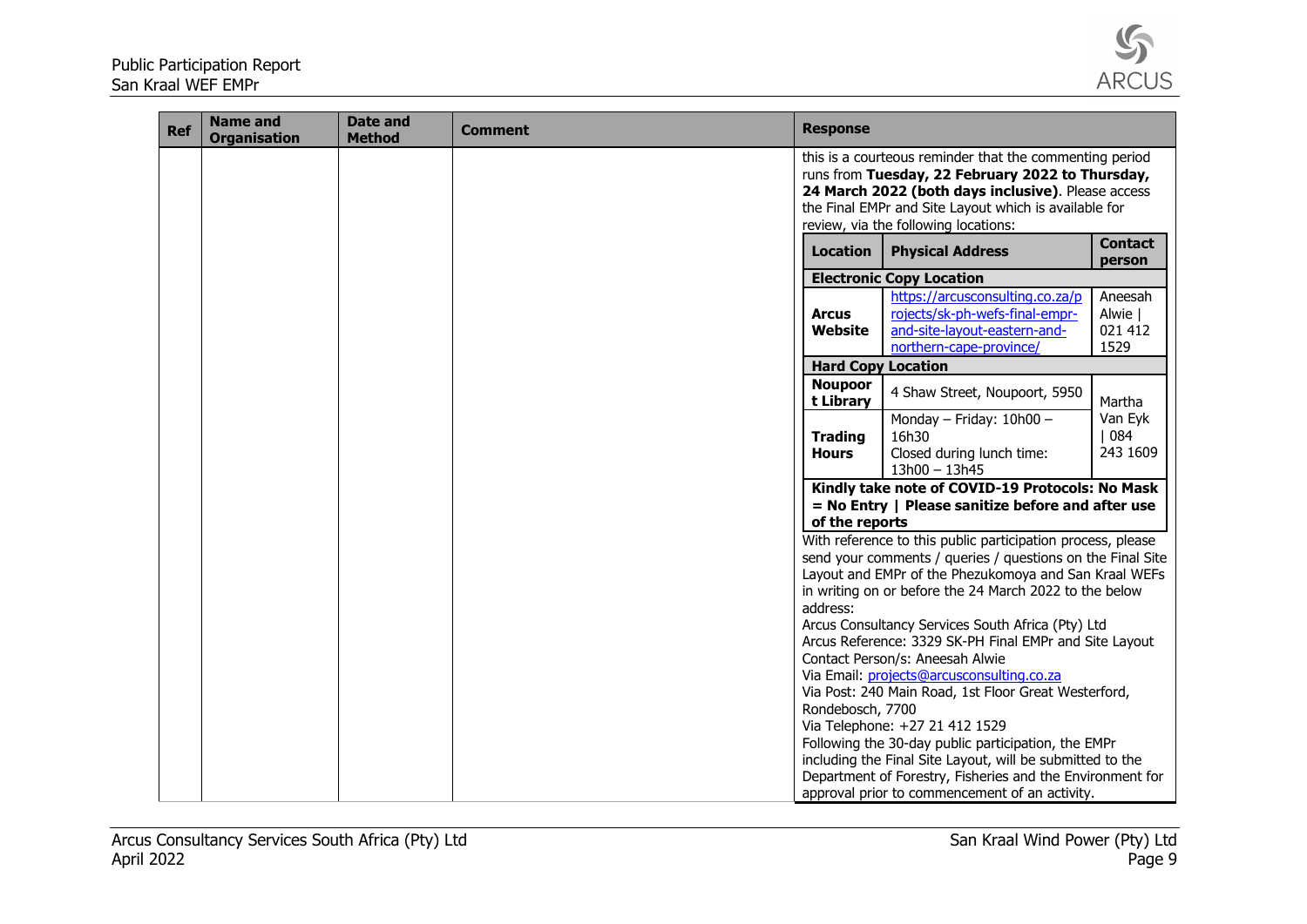| Ref | Name and Organisation | Date and Method | Comment | Response |
|---|---|---|---|---|
| | | | | this is a courteous reminder that the commenting period runs from **Tuesday, 22 February 2022 to Thursday, 24 March 2022 (both days inclusive)**. Please access the Final EMPr and Site Layout which is available for review, via the following locations:<br><br>**Location** \| **Physical Address** \| **Contact person**<br>**Electronic Copy Location**<br>**Arcus Website** \| https://arcusconsulting.co.za/projects/sk-ph-wefs-final-empr-and-site-layout-eastern-and-northern-cape-province/ \| Aneesah Alwie \| 021 412 1529<br>**Hard Copy Location**<br>**Noupoort Library** \| 4 Shaw Street, Noupoort, 5950 \| Martha Van Eyk \| 084 243 1609<br>**Trading Hours** \| Monday – Friday: 10h00 – 16h30 Closed during lunch time: 13h00 – 13h45<br>**Kindly take note of COVID-19 Protocols: No Mask = No Entry \| Please sanitize before and after use of the reports**<br><br>With reference to this public participation process, please send your comments / queries / questions on the Final Site Layout and EMPr of the Phezukomoya and San Kraal WEFs in writing on or before the 24 March 2022 to the below address:<br>Arcus Consultancy Services South Africa (Pty) Ltd<br>Arcus Reference: 3329 SK-PH Final EMPr and Site Layout<br>Contact Person/s: Aneesah Alwie<br>Via Email: projects@arcusconsulting.co.za<br>Via Post: 240 Main Road, 1st Floor Great Westerford, Rondebosch, 7700<br>Via Telephone: +27 21 412 1529<br>Following the 30-day public participation, the EMPr including the Final Site Layout, will be submitted to the Department of Forestry, Fisheries and the Environment for approval prior to commencement of an activity. |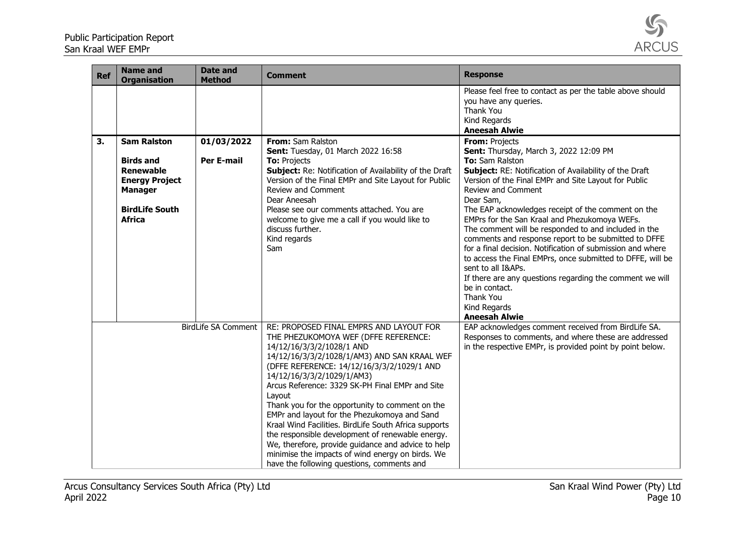| Ref | Name and Organisation | Date and Method | Comment | Response |
|---|---|---|---|---|
| | | | | Please feel free to contact as per the table above should you have any queries.<br>Thank You<br>Kind Regards<br>**Aneesah Alwie** |
| **3.** | **Sam Ralston**<br><br>**Birds and Renewable Energy Project Manager**<br><br>**BirdLife South Africa** | **01/03/2022**<br><br>**Per E-mail** | **From:** Sam Ralston<br>**Sent:** Tuesday, 01 March 2022 16:58<br>**To:** Projects<br>**Subject:** Re: Notification of Availability of the Draft Version of the Final EMPr and Site Layout for Public Review and Comment<br>Dear Aneesah<br>Please see our comments attached. You are welcome to give me a call if you would like to discuss further.<br>Kind regards<br>Sam | **From:** Projects<br>**Sent:** Thursday, March 3, 2022 12:09 PM<br>**To:** Sam Ralston<br>**Subject:** RE: Notification of Availability of the Draft Version of the Final EMPr and Site Layout for Public Review and Comment<br>Dear Sam,<br>The EAP acknowledges receipt of the comment on the EMPrs for the San Kraal and Phezukomoya WEFs.<br>The comment will be responded to and included in the comments and response report to be submitted to DFFE for a final decision. Notification of submission and where to access the Final EMPrs, once submitted to DFFE, will be sent to all I&APs.<br>If there are any questions regarding the comment we will be in contact.<br>Thank You<br>Kind Regards<br>**Aneesah Alwie** |
| | | BirdLife SA Comment | RE: PROPOSED FINAL EMPRS AND LAYOUT FOR THE PHEZUKOMOYA WEF (DFFE REFERENCE: 14/12/16/3/3/2/1028/1 AND 14/12/16/3/3/2/1028/1/AM3) AND SAN KRAAL WEF (DFFE REFERENCE: 14/12/16/3/3/2/1029/1 AND 14/12/16/3/3/2/1029/1/AM3)<br>Arcus Reference: 3329 SK-PH Final EMPr and Site Layout<br>Thank you for the opportunity to comment on the EMPr and layout for the Phezukomoya and Sand Kraal Wind Facilities. BirdLife South Africa supports the responsible development of renewable energy. We, therefore, provide guidance and advice to help minimise the impacts of wind energy on birds. We have the following questions, comments and | EAP acknowledges comment received from BirdLife SA. Responses to comments, and where these are addressed in the respective EMPr, is provided point by point below. |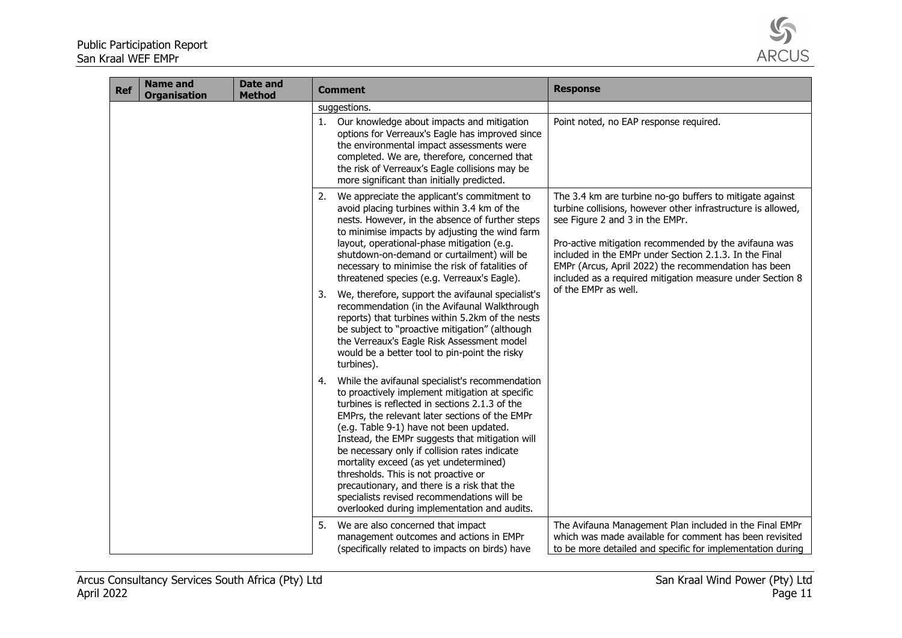| Ref | Name and Organisation | Date and Method | Comment | Response |
|---|---|---|---|---|
| | | | suggestions. | |
| | | | 1. Our knowledge about impacts and mitigation options for Verreaux's Eagle has improved since the environmental impact assessments were completed. We are, therefore, concerned that the risk of Verreaux's Eagle collisions may be more significant than initially predicted. | Point noted, no EAP response required. |
| | | | 2. We appreciate the applicant's commitment to avoid placing turbines within 3.4 km of the nests. However, in the absence of further steps to minimise impacts by adjusting the wind farm layout, operational-phase mitigation (e.g. shutdown-on-demand or curtailment) will be necessary to minimise the risk of fatalities of threatened species (e.g. Verreaux's Eagle).<br><br>3. We, therefore, support the avifaunal specialist's recommendation (in the Avifaunal Walkthrough reports) that turbines within 5.2km of the nests be subject to "proactive mitigation" (although the Verreaux's Eagle Risk Assessment model would be a better tool to pin-point the risky turbines).<br><br>4. While the avifaunal specialist's recommendation to proactively implement mitigation at specific turbines is reflected in sections 2.1.3 of the EMPrs, the relevant later sections of the EMPr (e.g. Table 9-1) have not been updated. Instead, the EMPr suggests that mitigation will be necessary only if collision rates indicate mortality exceed (as yet undetermined) thresholds. This is not proactive or precautionary, and there is a risk that the specialists revised recommendations will be overlooked during implementation and audits. | The 3.4 km are turbine no-go buffers to mitigate against turbine collisions, however other infrastructure is allowed, see Figure 2 and 3 in the EMPr.<br><br>Pro-active mitigation recommended by the avifauna was included in the EMPr under Section 2.1.3. In the Final EMPr (Arcus, April 2022) the recommendation has been included as a required mitigation measure under Section 8 of the EMPr as well. |
| | | | 5. We are also concerned that impact management outcomes and actions in EMPr (specifically related to impacts on birds) have | The Avifauna Management Plan included in the Final EMPr which was made available for comment has been revisited to be more detailed and specific for implementation during |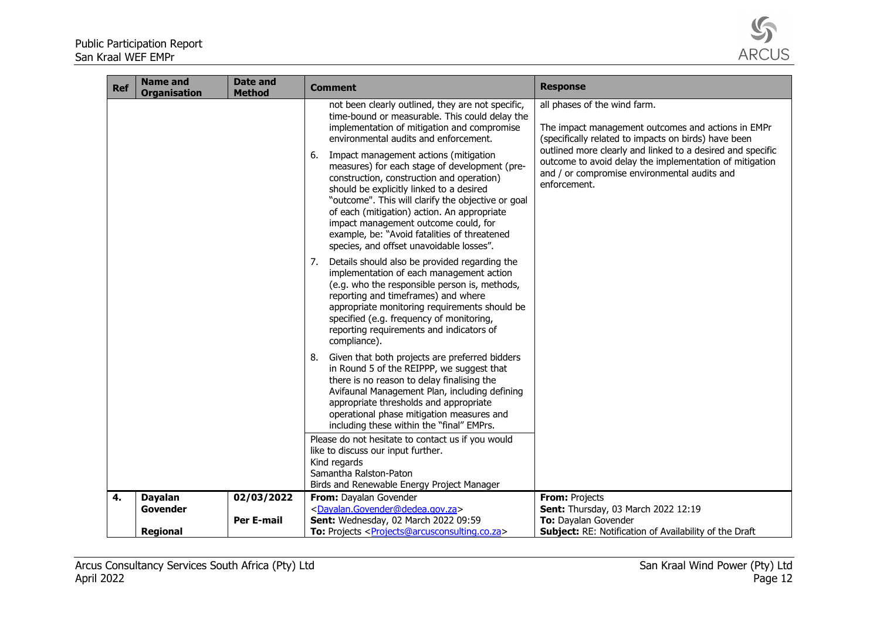| Ref | Name and Organisation | Date and Method | Comment | Response |
| --- | --- | --- | --- | --- |
| | | | not been clearly outlined, they are not specific, time-bound or measurable. This could delay the implementation of mitigation and compromise environmental audits and enforcement.<br><br>6. Impact management actions (mitigation measures) for each stage of development (pre-construction, construction and operation) should be explicitly linked to a desired "outcome". This will clarify the objective or goal of each (mitigation) action. An appropriate impact management outcome could, for example, be: "Avoid fatalities of threatened species, and offset unavoidable losses".<br><br>7. Details should also be provided regarding the implementation of each management action (e.g. who the responsible person is, methods, reporting and timeframes) and where appropriate monitoring requirements should be specified (e.g. frequency of monitoring, reporting requirements and indicators of compliance).<br><br>8. Given that both projects are preferred bidders in Round 5 of the REIPPP, we suggest that there is no reason to delay finalising the Avifaunal Management Plan, including defining appropriate thresholds and appropriate operational phase mitigation measures and including these within the "final" EMPrs.<br><br>Please do not hesitate to contact us if you would like to discuss our input further.<br>Kind regards<br>Samantha Ralston-Paton<br>Birds and Renewable Energy Project Manager | all phases of the wind farm.<br><br>The impact management outcomes and actions in EMPr (specifically related to impacts on birds) have been outlined more clearly and linked to a desired and specific outcome to avoid delay the implementation of mitigation and / or compromise environmental audits and enforcement. |
| **4.** | **Dayalan Govender**<br><br>**Regional** | **02/03/2022**<br><br>**Per E-mail** | **From:** Dayalan Govender <Dayalan.Govender@dedea.gov.za><br>**Sent:** Wednesday, 02 March 2022 09:59<br>**To:** Projects <Projects@arcusconsulting.co.za> | **From:** Projects<br>**Sent:** Thursday, 03 March 2022 12:19<br>**To:** Dayalan Govender<br>**Subject:** RE: Notification of Availability of the Draft |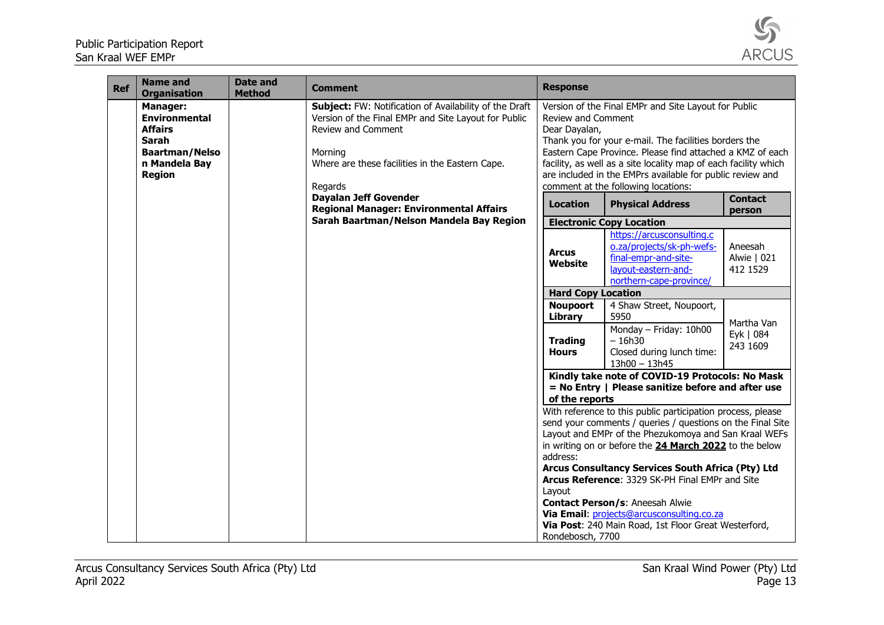| Ref | Name and Organisation | Date and Method | Comment | Response |
|---|---|---|---|---|
| | **Manager: Environmental Affairs Sarah Baartman/Nelson Mandela Bay Region** | | **Subject:** FW: Notification of Availability of the Draft Version of the Final EMPr and Site Layout for Public Review and Comment<br><br>Morning<br>Where are these facilities in the Eastern Cape.<br><br>Regards<br>**Dayalan Jeff Govender**<br>**Regional Manager: Environmental Affairs**<br>**Sarah Baartman/Nelson Mandela Bay Region** | Version of the Final EMPr and Site Layout for Public Review and Comment<br>Dear Dayalan,<br>Thank you for your e-mail. The facilities borders the Eastern Cape Province. Please find attached a KMZ of each facility, as well as a site locality map of each facility which are included in the EMPrs available for public review and comment at the following locations:<br><br>**Location** \| **Physical Address** \| **Contact person**<br>**Electronic Copy Location**<br>**Arcus Website** \| https://arcusconsulting.co.za/projects/sk-ph-wefs-final-empr-and-site-layout-eastern-and-northern-cape-province/ \| Aneesah Alwie \| 021 412 1529<br>**Hard Copy Location**<br>**Noupoort Library** \| 4 Shaw Street, Noupoort, 5950 \| Martha Van Eyk \| 084 243 1609<br>**Trading Hours** \| Monday – Friday: 10h00 – 16h30 Closed during lunch time: 13h00 – 13h45<br>**Kindly take note of COVID-19 Protocols: No Mask = No Entry \| Please sanitize before and after use of the reports**<br><br>With reference to this public participation process, please send your comments / queries / questions on the Final Site Layout and EMPr of the Phezukomoya and San Kraal WEFs in writing on or before the **24 March 2022** to the below address:<br>**Arcus Consultancy Services South Africa (Pty) Ltd**<br>**Arcus Reference**: 3329 SK-PH Final EMPr and Site Layout<br>**Contact Person/s**: Aneesah Alwie<br>**Via Email**: projects@arcusconsulting.co.za<br>**Via Post**: 240 Main Road, 1st Floor Great Westerford, Rondebosch, 7700 |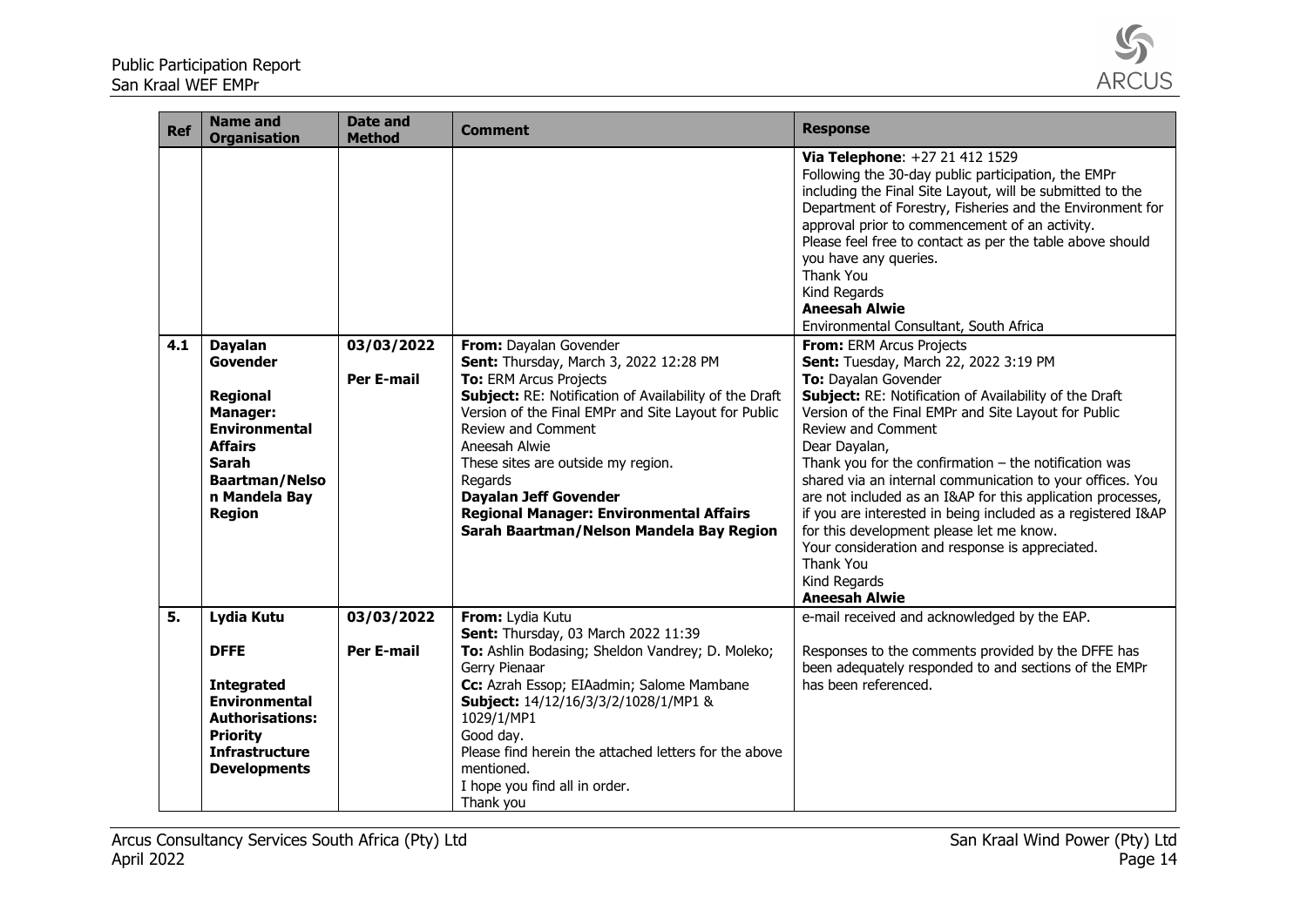| Ref | Name and Organisation | Date and Method | Comment | Response |
|---|---|---|---|---|
| | | | | **Via Telephone**: +27 21 412 1529<br>Following the 30-day public participation, the EMPr including the Final Site Layout, will be submitted to the Department of Forestry, Fisheries and the Environment for approval prior to commencement of an activity.<br>Please feel free to contact as per the table above should you have any queries.<br>Thank You<br>Kind Regards<br>**Aneesah Alwie**<br>Environmental Consultant, South Africa |
| **4.1** | **Dayalan Govender**<br><br>**Regional Manager: Environmental Affairs Sarah Baartman/Nelson Mandela Bay Region** | **03/03/2022**<br><br>**Per E-mail** | **From:** Dayalan Govender<br>**Sent:** Thursday, March 3, 2022 12:28 PM<br>**To:** ERM Arcus Projects<br>**Subject:** RE: Notification of Availability of the Draft Version of the Final EMPr and Site Layout for Public Review and Comment<br>Aneesah Alwie<br>These sites are outside my region.<br>Regards<br>**Dayalan Jeff Govender**<br>**Regional Manager: Environmental Affairs**<br>**Sarah Baartman/Nelson Mandela Bay Region** | **From:** ERM Arcus Projects<br>**Sent:** Tuesday, March 22, 2022 3:19 PM<br>**To:** Dayalan Govender<br>**Subject:** RE: Notification of Availability of the Draft Version of the Final EMPr and Site Layout for Public Review and Comment<br>Dear Dayalan,<br>Thank you for the confirmation – the notification was shared via an internal communication to your offices. You are not included as an I&AP for this application processes, if you are interested in being included as a registered I&AP for this development please let me know.<br>Your consideration and response is appreciated.<br>Thank You<br>Kind Regards<br>**Aneesah Alwie** |
| **5.** | **Lydia Kutu**<br><br>**DFFE**<br><br>**Integrated Environmental Authorisations: Priority Infrastructure Developments** | **03/03/2022**<br><br>**Per E-mail** | **From:** Lydia Kutu<br>**Sent:** Thursday, 03 March 2022 11:39<br>**To:** Ashlin Bodasing; Sheldon Vandrey; D. Moleko; Gerry Pienaar<br>**Cc:** Azrah Essop; EIAadmin; Salome Mambane<br>**Subject:** 14/12/16/3/3/2/1028/1/MP1 & 1029/1/MP1<br>Good day.<br>Please find herein the attached letters for the above mentioned.<br>I hope you find all in order.<br>Thank you | e-mail received and acknowledged by the EAP.<br><br>Responses to the comments provided by the DFFE has been adequately responded to and sections of the EMPr has been referenced. |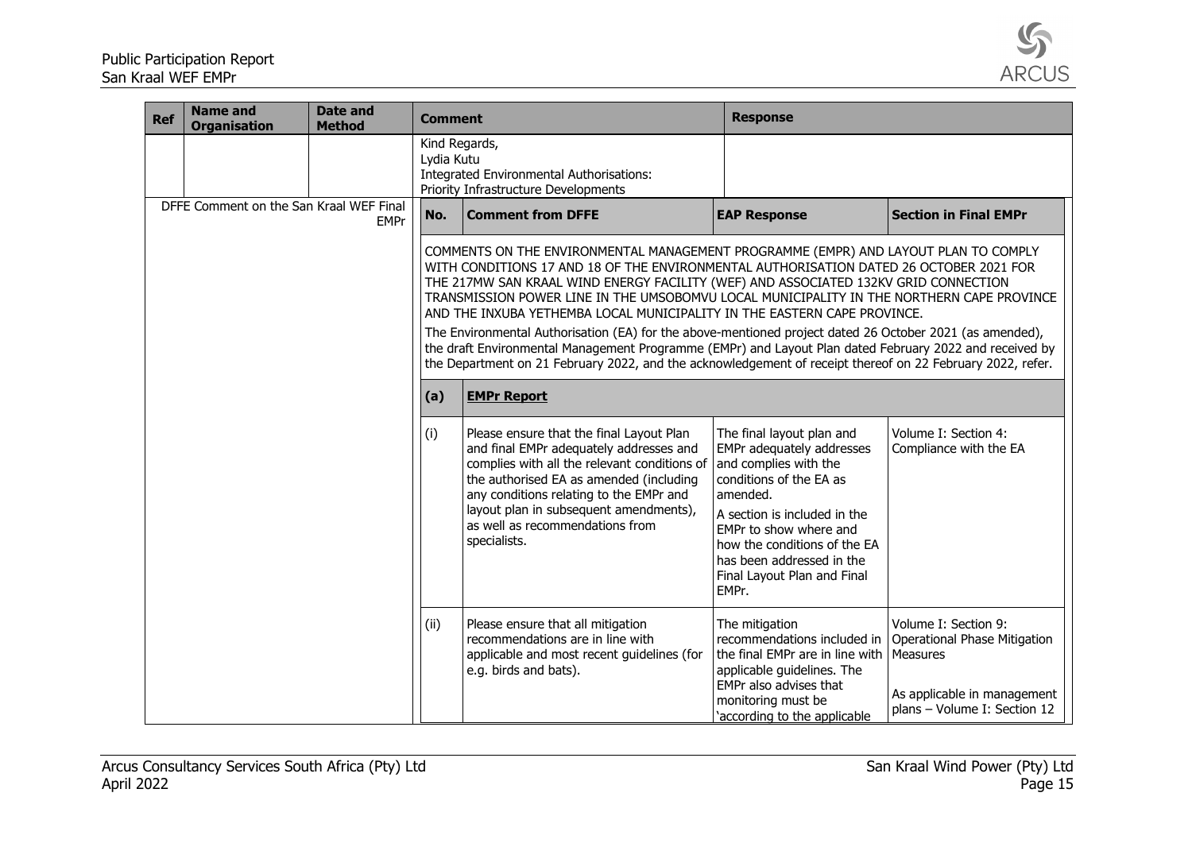| Ref | Name and Organisation | Date and Method | Comment | | Response | |
|---|---|---|---|---|---|---|
| | | | Kind Regards,<br>Lydia Kutu<br>Integrated Environmental Authorisations:<br>Priority Infrastructure Developments | | | |
| DFFE Comment on the San Kraal WEF Final EMPr | | | **No.** | **Comment from DFFE** | **EAP Response** | **Section in Final EMPr** |
| | | | COMMENTS ON THE ENVIRONMENTAL MANAGEMENT PROGRAMME (EMPR) AND LAYOUT PLAN TO COMPLY WITH CONDITIONS 17 AND 18 OF THE ENVIRONMENTAL AUTHORISATION DATED 26 OCTOBER 2021 FOR THE 217MW SAN KRAAL WIND ENERGY FACILITY (WEF) AND ASSOCIATED 132KV GRID CONNECTION TRANSMISSION POWER LINE IN THE UMSOBOMVU LOCAL MUNICIPALITY IN THE NORTHERN CAPE PROVINCE AND THE INXUBA YETHEMBA LOCAL MUNICIPALITY IN THE EASTERN CAPE PROVINCE.<br><br>The Environmental Authorisation (EA) for the above-mentioned project dated 26 October 2021 (as amended), the draft Environmental Management Programme (EMPr) and Layout Plan dated February 2022 and received by the Department on 21 February 2022, and the acknowledgement of receipt thereof on 22 February 2022, refer. | | | |
| | | | **(a)** | **EMPr Report** | | |
| | | | (i) | Please ensure that the final Layout Plan and final EMPr adequately addresses and complies with all the relevant conditions of the authorised EA as amended (including any conditions relating to the EMPr and layout plan in subsequent amendments), as well as recommendations from specialists. | The final layout plan and EMPr adequately addresses and complies with the conditions of the EA as amended.<br><br>A section is included in the EMPr to show where and how the conditions of the EA has been addressed in the Final Layout Plan and Final EMPr. | Volume I: Section 4: Compliance with the EA |
| | | | (ii) | Please ensure that all mitigation recommendations are in line with applicable and most recent guidelines (for e.g. birds and bats). | The mitigation recommendations included in the final EMPr are in line with applicable guidelines. The EMPr also advises that monitoring must be 'according to the applicable | Volume I: Section 9: Operational Phase Mitigation Measures<br><br>As applicable in management plans – Volume I: Section 12 |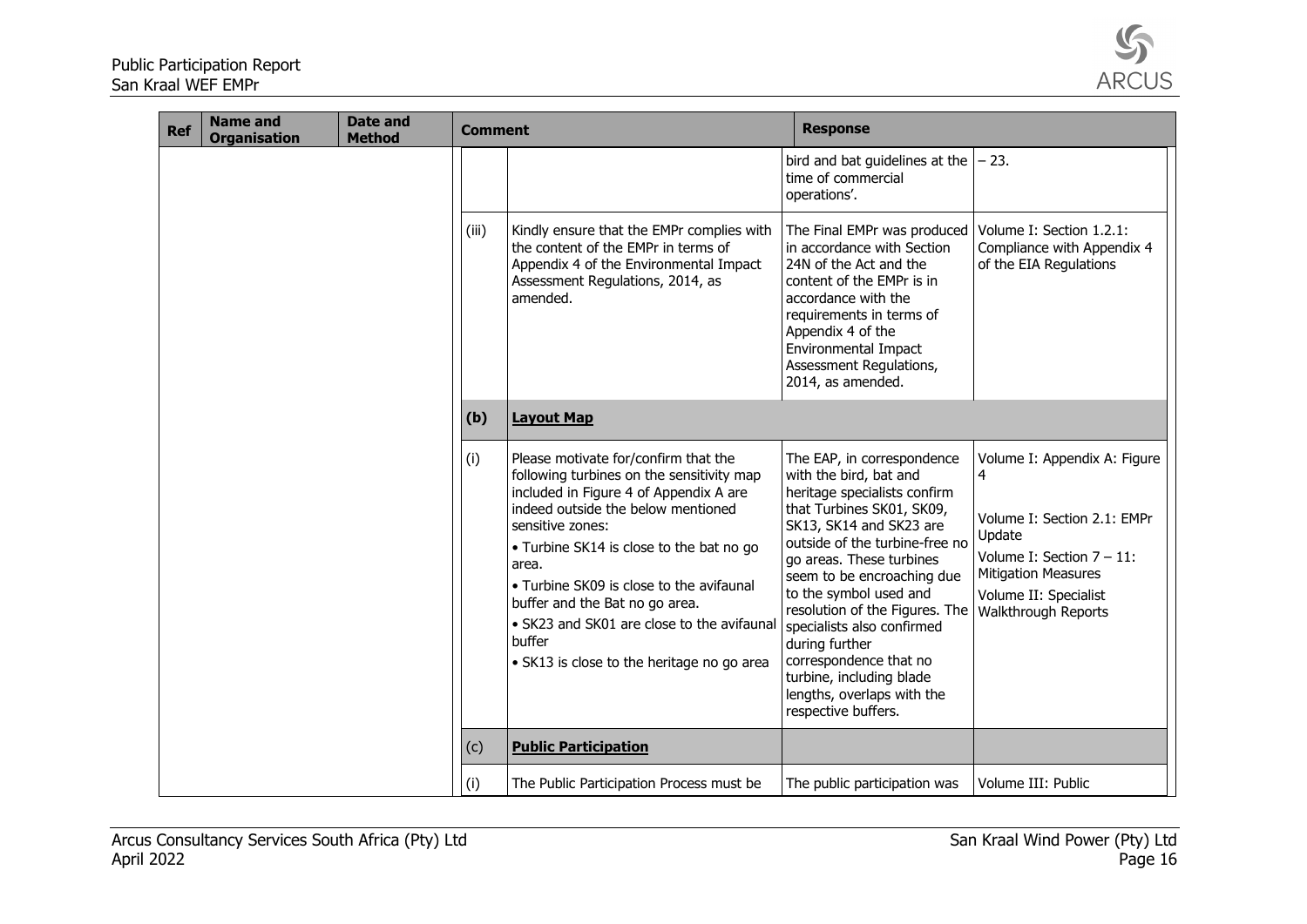| Ref | Name and Organisation | Date and Method | Comment | | Response | |
|---|---|---|---|---|---|---|
| | | | | | bird and bat guidelines at the time of commercial operations'. | – 23. |
| | | | (iii) | Kindly ensure that the EMPr complies with the content of the EMPr in terms of Appendix 4 of the Environmental Impact Assessment Regulations, 2014, as amended. | The Final EMPr was produced in accordance with Section 24N of the Act and the content of the EMPr is in accordance with the requirements in terms of Appendix 4 of the Environmental Impact Assessment Regulations, 2014, as amended. | Volume I: Section 1.2.1: Compliance with Appendix 4 of the EIA Regulations |
| | | | **(b)** | **Layout Map** | | |
| | | | (i) | Please motivate for/confirm that the following turbines on the sensitivity map included in Figure 4 of Appendix A are indeed outside the below mentioned sensitive zones:<br>• Turbine SK14 is close to the bat no go area.<br>• Turbine SK09 is close to the avifaunal buffer and the Bat no go area.<br>• SK23 and SK01 are close to the avifaunal buffer<br>• SK13 is close to the heritage no go area | The EAP, in correspondence with the bird, bat and heritage specialists confirm that Turbines SK01, SK09, SK13, SK14 and SK23 are outside of the turbine-free no go areas. These turbines seem to be encroaching due to the symbol used and resolution of the Figures. The specialists also confirmed during further correspondence that no turbine, including blade lengths, overlaps with the respective buffers. | Volume I: Appendix A: Figure 4<br><br>Volume I: Section 2.1: EMPr Update<br>Volume I: Section 7 – 11: Mitigation Measures<br>Volume II: Specialist Walkthrough Reports |
| | | | (c) | **Public Participation** | | |
| | | | (i) | The Public Participation Process must be | The public participation was | Volume III: Public |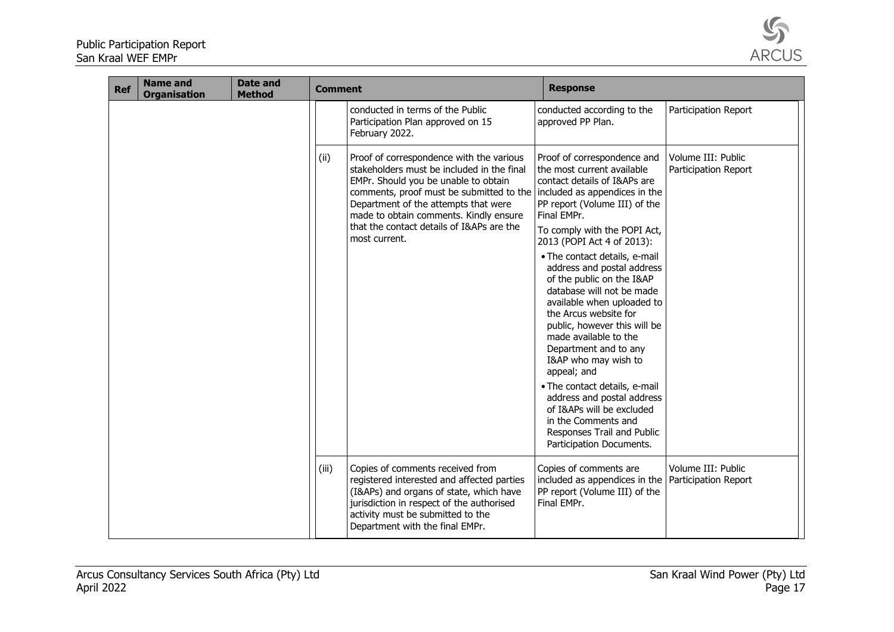| Ref | Name and Organisation | Date and Method | Comment | | Response | |
|---|---|---|---|---|---|---|
| | | | | conducted in terms of the Public Participation Plan approved on 15 February 2022. | conducted according to the approved PP Plan. | Participation Report |
| | | | (ii) | Proof of correspondence with the various stakeholders must be included in the final EMPr. Should you be unable to obtain comments, proof must be submitted to the Department of the attempts that were made to obtain comments. Kindly ensure that the contact details of I&APs are the most current. | Proof of correspondence and the most current available contact details of I&APs are included as appendices in the PP report (Volume III) of the Final EMPr.<br><br>To comply with the POPI Act, 2013 (POPI Act 4 of 2013):<br><br>• The contact details, e-mail address and postal address of the public on the I&AP database will not be made available when uploaded to the Arcus website for public, however this will be made available to the Department and to any I&AP who may wish to appeal; and<br><br>• The contact details, e-mail address and postal address of I&APs will be excluded in the Comments and Responses Trail and Public Participation Documents. | Volume III: Public Participation Report |
| | | | (iii) | Copies of comments received from registered interested and affected parties (I&APs) and organs of state, which have jurisdiction in respect of the authorised activity must be submitted to the Department with the final EMPr. | Copies of comments are included as appendices in the PP report (Volume III) of the Final EMPr. | Volume III: Public Participation Report |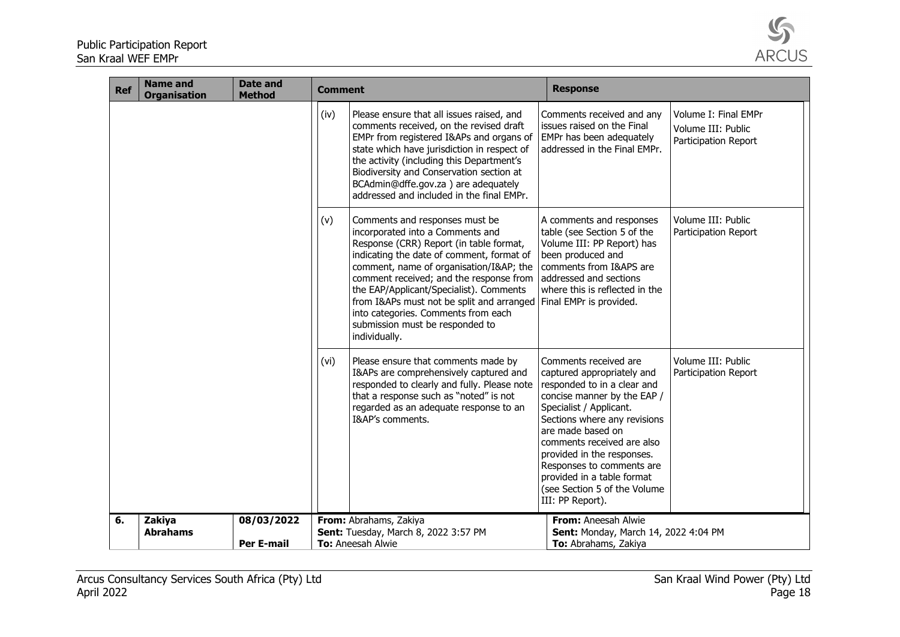| Ref | Name and Organisation | Date and Method | Comment | | Response | |
|---|---|---|---|---|---|---|
| | | | (iv) | Please ensure that all issues raised, and comments received, on the revised draft EMPr from registered I&APs and organs of state which have jurisdiction in respect of the activity (including this Department's Biodiversity and Conservation section at BCAdmin@dffe.gov.za ) are adequately addressed and included in the final EMPr. | Comments received and any issues raised on the Final EMPr has been adequately addressed in the Final EMPr. | Volume I: Final EMPr<br>Volume III: Public Participation Report |
| | | | (v) | Comments and responses must be incorporated into a Comments and Response (CRR) Report (in table format, indicating the date of comment, format of comment, name of organisation/I&AP; the comment received; and the response from the EAP/Applicant/Specialist). Comments from I&APs must not be split and arranged into categories. Comments from each submission must be responded to individually. | A comments and responses table (see Section 5 of the Volume III: PP Report) has been produced and comments from I&APS are addressed and sections where this is reflected in the Final EMPr is provided. | Volume III: Public Participation Report |
| | | | (vi) | Please ensure that comments made by I&APs are comprehensively captured and responded to clearly and fully. Please note that a response such as "noted" is not regarded as an adequate response to an I&AP's comments. | Comments received are captured appropriately and responded to in a clear and concise manner by the EAP / Specialist / Applicant. Sections where any revisions are made based on comments received are also provided in the responses. Responses to comments are provided in a table format (see Section 5 of the Volume III: PP Report). | Volume III: Public Participation Report |
| **6.** | **Zakiya Abrahams** | **08/03/2022**<br><br>**Per E-mail** | **From:** Abrahams, Zakiya<br>**Sent:** Tuesday, March 8, 2022 3:57 PM<br>**To:** Aneesah Alwie | | **From:** Aneesah Alwie<br>**Sent:** Monday, March 14, 2022 4:04 PM<br>**To:** Abrahams, Zakiya | |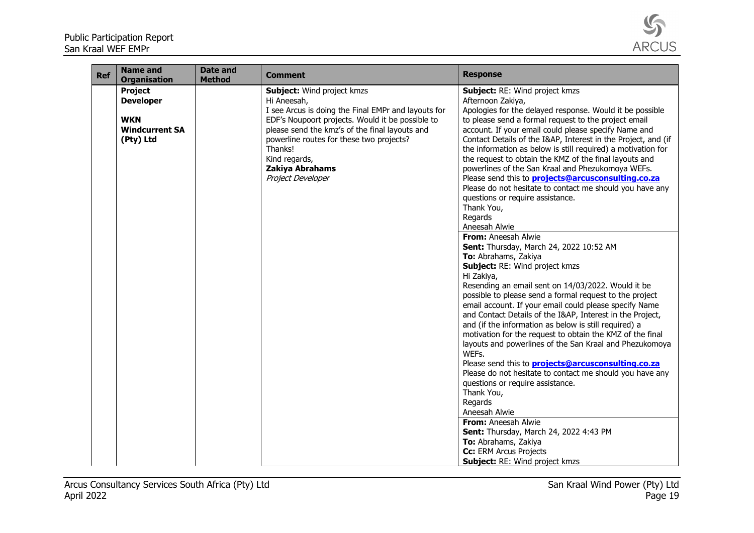| Ref | Name and Organisation | Date and Method | Comment | Response |
|---|---|---|---|---|
| | **Project Developer**<br><br>**WKN Windcurrent SA (Pty) Ltd** | | **Subject:** Wind project kmzs<br>Hi Aneesah,<br>I see Arcus is doing the Final EMPr and layouts for EDF's Noupoort projects. Would it be possible to please send the kmz's of the final layouts and powerline routes for these two projects?<br>Thanks!<br>Kind regards,<br>**Zakiya Abrahams**<br>*Project Developer* | **Subject:** RE: Wind project kmzs<br>Afternoon Zakiya,<br>Apologies for the delayed response. Would it be possible to please send a formal request to the project email account. If your email could please specify Name and Contact Details of the I&AP, Interest in the Project, and (if the information as below is still required) a motivation for the request to obtain the KMZ of the final layouts and powerlines of the San Kraal and Phezukomoya WEFs.<br>Please send this to **projects@arcusconsulting.co.za**<br>Please do not hesitate to contact me should you have any questions or require assistance.<br>Thank You,<br>Regards<br>Aneesah Alwie<br><br>**From:** Aneesah Alwie<br>**Sent:** Thursday, March 24, 2022 10:52 AM<br>**To:** Abrahams, Zakiya<br>**Subject:** RE: Wind project kmzs<br>Hi Zakiya,<br>Resending an email sent on 14/03/2022. Would it be possible to please send a formal request to the project email account. If your email could please specify Name and Contact Details of the I&AP, Interest in the Project, and (if the information as below is still required) a motivation for the request to obtain the KMZ of the final layouts and powerlines of the San Kraal and Phezukomoya WEFs.<br>Please send this to **projects@arcusconsulting.co.za**<br>Please do not hesitate to contact me should you have any questions or require assistance.<br>Thank You,<br>Regards<br>Aneesah Alwie<br><br>**From:** Aneesah Alwie<br>**Sent:** Thursday, March 24, 2022 4:43 PM<br>**To:** Abrahams, Zakiya<br>**Cc:** ERM Arcus Projects<br>**Subject:** RE: Wind project kmzs |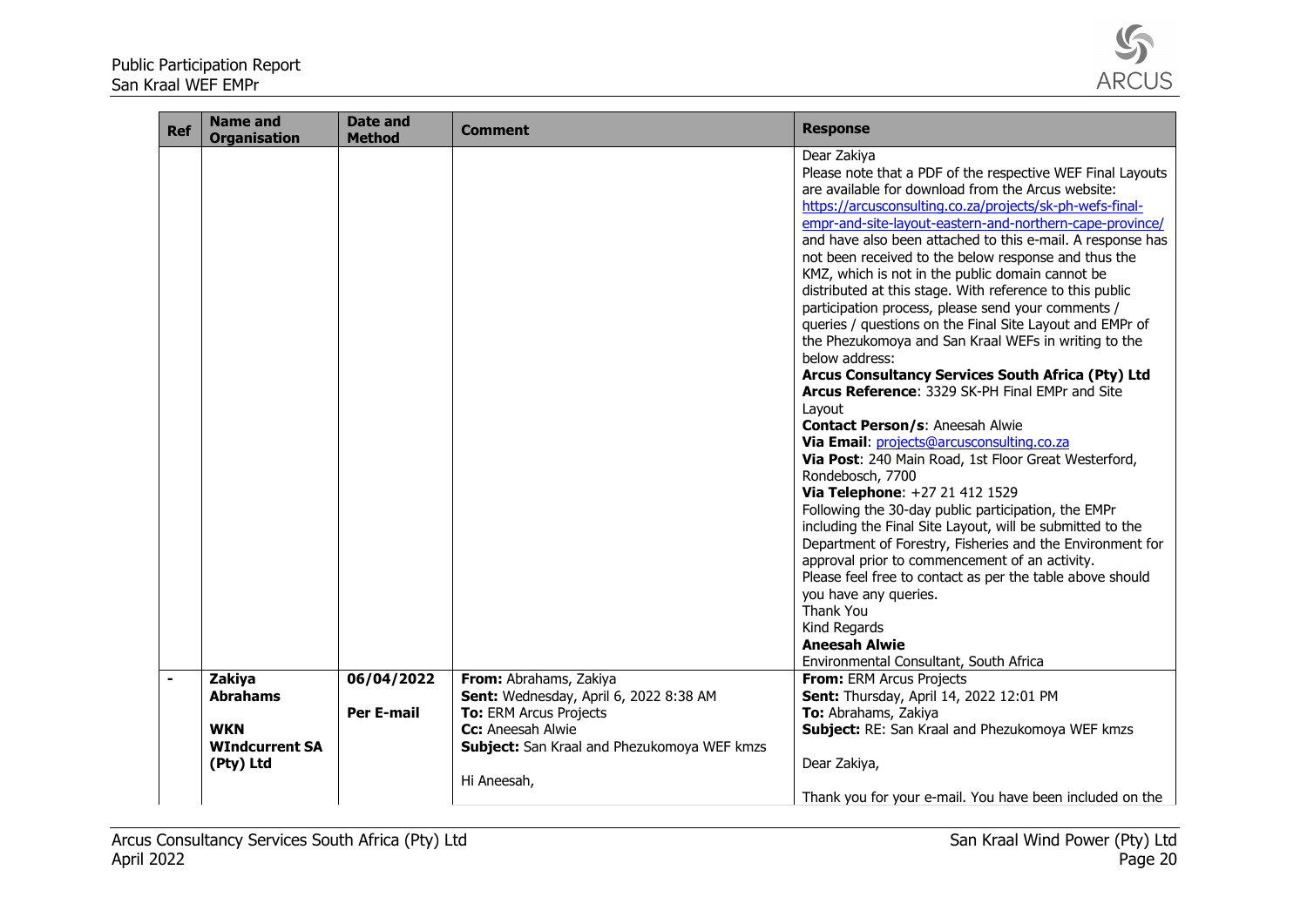| Ref | Name and Organisation | Date and Method | Comment | Response |
|---|---|---|---|---|
| | | | | Dear Zakiya<br>Please note that a PDF of the respective WEF Final Layouts are available for download from the Arcus website: https://arcusconsulting.co.za/projects/sk-ph-wefs-final-empr-and-site-layout-eastern-and-northern-cape-province/ and have also been attached to this e-mail. A response has not been received to the below response and thus the KMZ, which is not in the public domain cannot be distributed at this stage. With reference to this public participation process, please send your comments / queries / questions on the Final Site Layout and EMPr of the Phezukomoya and San Kraal WEFs in writing to the below address:<br>**Arcus Consultancy Services South Africa (Pty) Ltd**<br>**Arcus Reference**: 3329 SK-PH Final EMPr and Site Layout<br>**Contact Person/s**: Aneesah Alwie<br>**Via Email**: projects@arcusconsulting.co.za<br>**Via Post**: 240 Main Road, 1st Floor Great Westerford, Rondebosch, 7700<br>**Via Telephone**: +27 21 412 1529<br>Following the 30-day public participation, the EMPr including the Final Site Layout, will be submitted to the Department of Forestry, Fisheries and the Environment for approval prior to commencement of an activity.<br>Please feel free to contact as per the table above should you have any queries.<br>Thank You<br>Kind Regards<br>**Aneesah Alwie**<br>Environmental Consultant, South Africa |
| - | **Zakiya Abrahams**<br><br>**WKN WIndcurrent SA (Pty) Ltd** | **06/04/2022**<br><br>**Per E-mail** | **From:** Abrahams, Zakiya<br>**Sent:** Wednesday, April 6, 2022 8:38 AM<br>**To:** ERM Arcus Projects<br>**Cc:** Aneesah Alwie<br>**Subject:** San Kraal and Phezukomoya WEF kmzs<br><br>Hi Aneesah, | **From:** ERM Arcus Projects<br>**Sent:** Thursday, April 14, 2022 12:01 PM<br>**To:** Abrahams, Zakiya<br>**Subject:** RE: San Kraal and Phezukomoya WEF kmzs<br><br>Dear Zakiya,<br><br>Thank you for your e-mail. You have been included on the |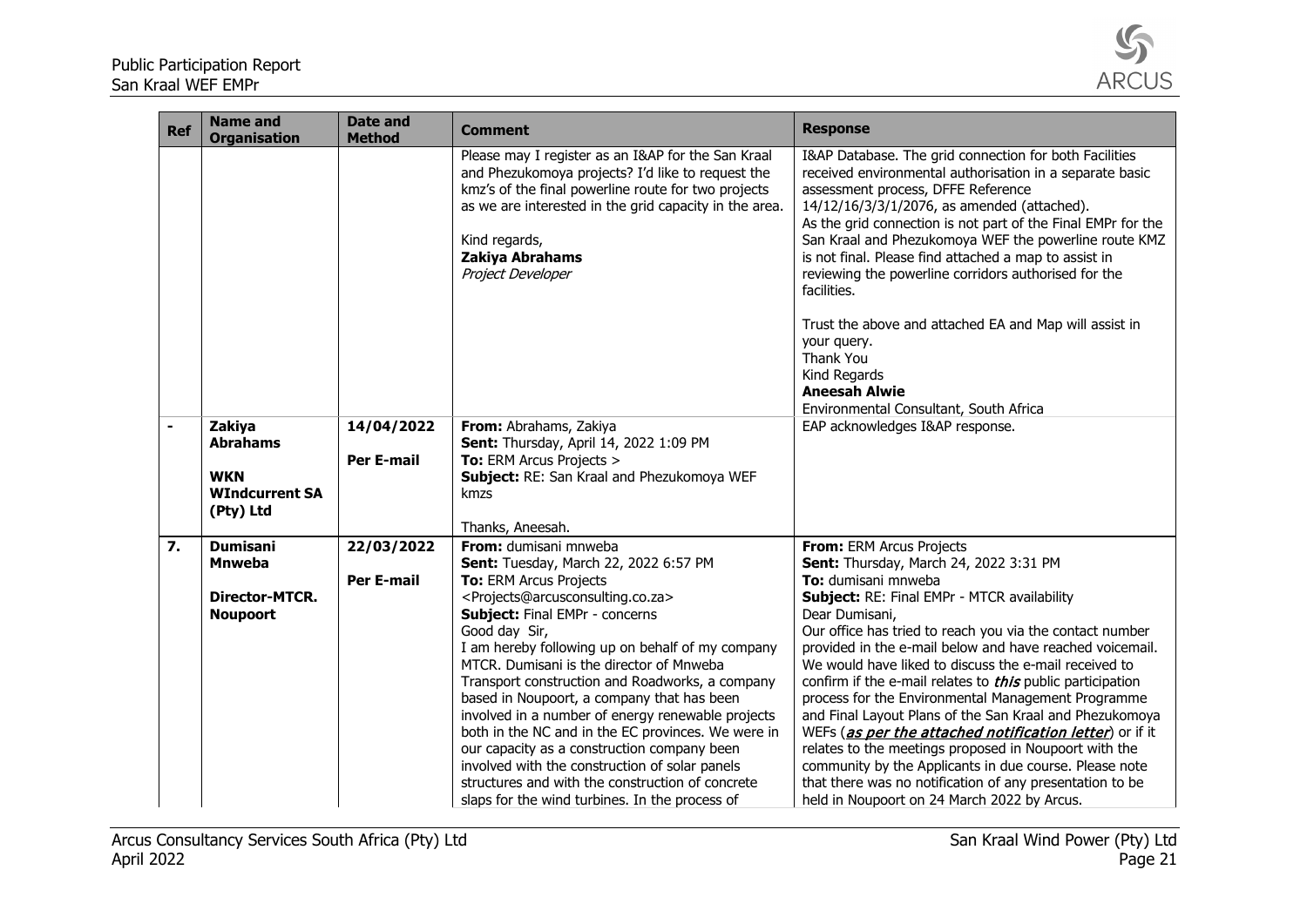| Ref | Name and Organisation | Date and Method | Comment | Response |
|---|---|---|---|---|
| | | | Please may I register as an I&AP for the San Kraal and Phezukomoya projects? I'd like to request the kmz's of the final powerline route for two projects as we are interested in the grid capacity in the area.<br><br>Kind regards,<br>**Zakiya Abrahams**<br>*Project Developer* | I&AP Database. The grid connection for both Facilities received environmental authorisation in a separate basic assessment process, DFFE Reference 14/12/16/3/3/1/2076, as amended (attached).<br>As the grid connection is not part of the Final EMPr for the San Kraal and Phezukomoya WEF the powerline route KMZ is not final. Please find attached a map to assist in reviewing the powerline corridors authorised for the facilities.<br><br>Trust the above and attached EA and Map will assist in your query.<br>Thank You<br>Kind Regards<br>**Aneesah Alwie**<br>Environmental Consultant, South Africa |
| - | **Zakiya Abrahams**<br><br>**WKN WIndcurrent SA (Pty) Ltd** | **14/04/2022**<br><br>**Per E-mail** | **From:** Abrahams, Zakiya<br>**Sent:** Thursday, April 14, 2022 1:09 PM<br>**To:** ERM Arcus Projects ><br>**Subject:** RE: San Kraal and Phezukomoya WEF kmzs<br><br>Thanks, Aneesah. | EAP acknowledges I&AP response. |
| **7.** | **Dumisani Mnweba**<br><br>**Director-MTCR. Noupoort** | **22/03/2022**<br><br>**Per E-mail** | **From:** dumisani mnweba<br>**Sent:** Tuesday, March 22, 2022 6:57 PM<br>**To:** ERM Arcus Projects <Projects@arcusconsulting.co.za><br>**Subject:** Final EMPr - concerns<br>Good day Sir,<br>I am hereby following up on behalf of my company MTCR. Dumisani is the director of Mnweba Transport construction and Roadworks, a company based in Noupoort, a company that has been involved in a number of energy renewable projects both in the NC and in the EC provinces. We were in our capacity as a construction company been involved with the construction of solar panels structures and with the construction of concrete slaps for the wind turbines. In the process of | **From:** ERM Arcus Projects<br>**Sent:** Thursday, March 24, 2022 3:31 PM<br>**To:** dumisani mnweba<br>**Subject:** RE: Final EMPr - MTCR availability<br>Dear Dumisani,<br>Our office has tried to reach you via the contact number provided in the e-mail below and have reached voicemail. We would have liked to discuss the e-mail received to confirm if the e-mail relates to ***this*** public participation process for the Environmental Management Programme and Final Layout Plans of the San Kraal and Phezukomoya WEFs (***as per the attached notification letter***) or if it relates to the meetings proposed in Noupoort with the community by the Applicants in due course. Please note that there was no notification of any presentation to be held in Noupoort on 24 March 2022 by Arcus. |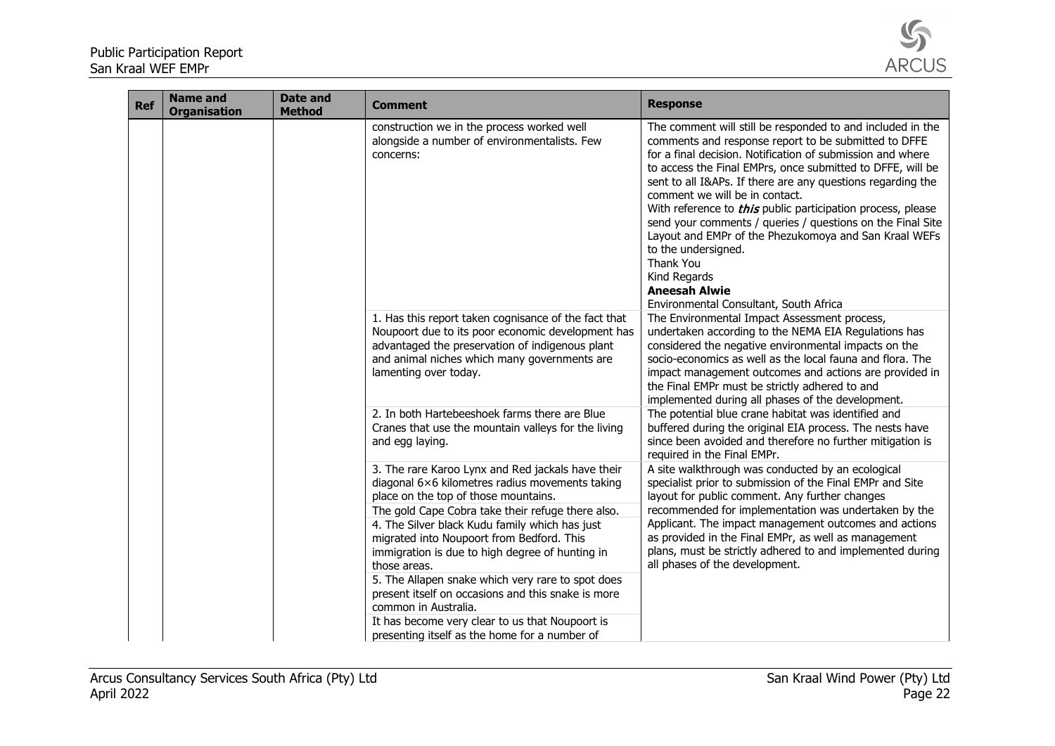| Ref | Name and Organisation | Date and Method | Comment | Response |
|---|---|---|---|---|
| | | | construction we in the process worked well alongside a number of environmentalists. Few concerns: | The comment will still be responded to and included in the comments and response report to be submitted to DFFE for a final decision. Notification of submission and where to access the Final EMPrs, once submitted to DFFE, will be sent to all I&APs. If there are any questions regarding the comment we will be in contact.<br>With reference to *this* public participation process, please send your comments / queries / questions on the Final Site Layout and EMPr of the Phezukomoya and San Kraal WEFs to the undersigned.<br>Thank You<br>Kind Regards<br>**Aneesah Alwie**<br>Environmental Consultant, South Africa |
| | | | 1. Has this report taken cognisance of the fact that Noupoort due to its poor economic development has advantaged the preservation of indigenous plant and animal niches which many governments are lamenting over today. | The Environmental Impact Assessment process, undertaken according to the NEMA EIA Regulations has considered the negative environmental impacts on the socio-economics as well as the local fauna and flora. The impact management outcomes and actions are provided in the Final EMPr must be strictly adhered to and implemented during all phases of the development. |
| | | | 2. In both Hartebeeshoek farms there are Blue Cranes that use the mountain valleys for the living and egg laying. | The potential blue crane habitat was identified and buffered during the original EIA process. The nests have since been avoided and therefore no further mitigation is required in the Final EMPr. |
| | | | 3. The rare Karoo Lynx and Red jackals have their diagonal 6×6 kilometres radius movements taking place on the top of those mountains.<br>The gold Cape Cobra take their refuge there also.<br>4. The Silver black Kudu family which has just migrated into Noupoort from Bedford. This immigration is due to high degree of hunting in those areas.<br>5. The Allapen snake which very rare to spot does present itself on occasions and this snake is more common in Australia.<br>It has become very clear to us that Noupoort is presenting itself as the home for a number of | A site walkthrough was conducted by an ecological specialist prior to submission of the Final EMPr and Site layout for public comment. Any further changes recommended for implementation was undertaken by the Applicant. The impact management outcomes and actions as provided in the Final EMPr, as well as management plans, must be strictly adhered to and implemented during all phases of the development. |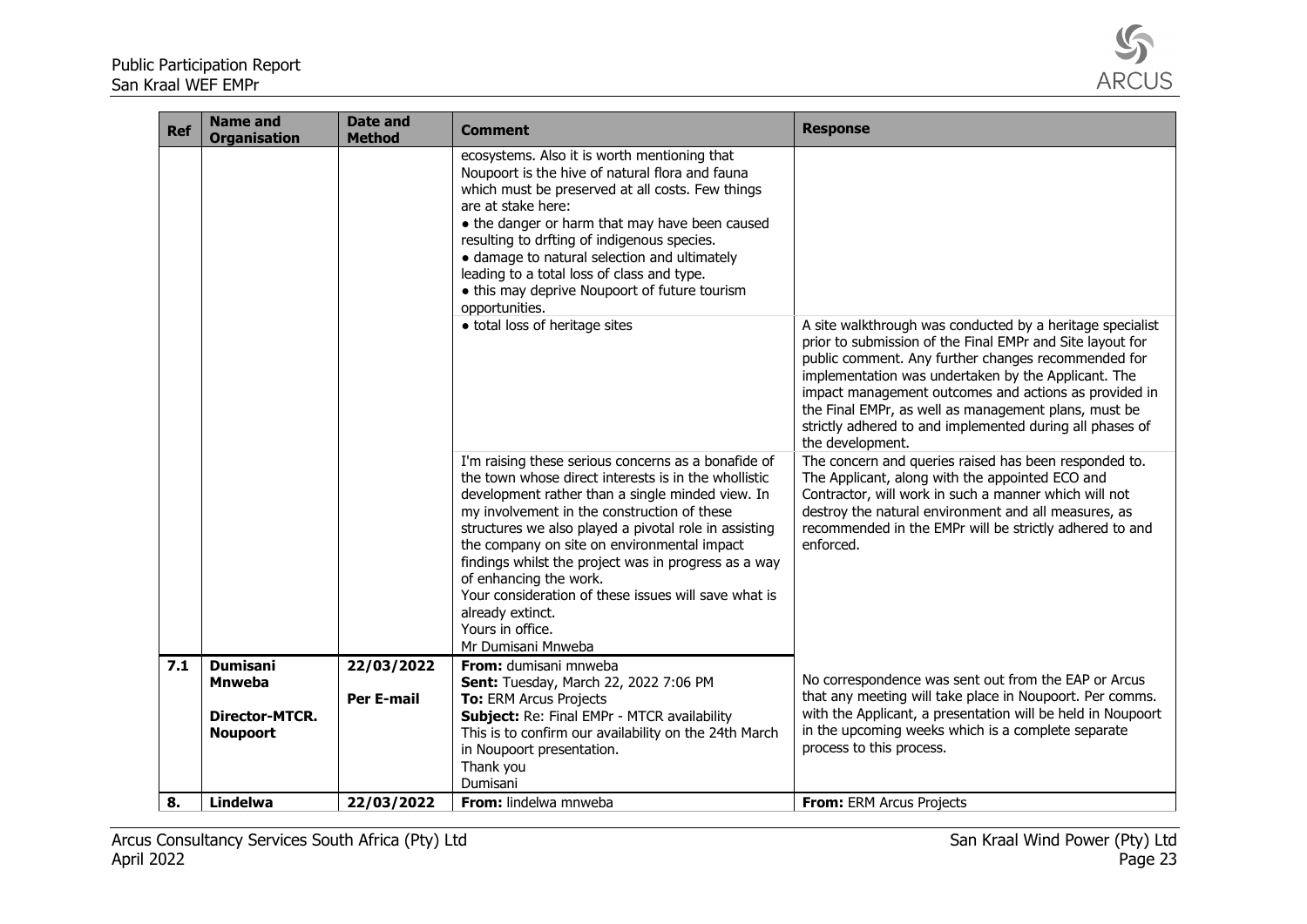| Ref | Name and Organisation | Date and Method | Comment | Response |
|---|---|---|---|---|
| | | | ecosystems. Also it is worth mentioning that Noupoort is the hive of natural flora and fauna which must be preserved at all costs. Few things are at stake here:<br>• the danger or harm that may have been caused resulting to drfting of indigenous species.<br>• damage to natural selection and ultimately leading to a total loss of class and type.<br>• this may deprive Noupoort of future tourism opportunities. | |
| | | | • total loss of heritage sites | A site walkthrough was conducted by a heritage specialist prior to submission of the Final EMPr and Site layout for public comment. Any further changes recommended for implementation was undertaken by the Applicant. The impact management outcomes and actions as provided in the Final EMPr, as well as management plans, must be strictly adhered to and implemented during all phases of the development. |
| | | | I'm raising these serious concerns as a bonafide of the town whose direct interests is in the whollistic development rather than a single minded view. In my involvement in the construction of these structures we also played a pivotal role in assisting the company on site on environmental impact findings whilst the project was in progress as a way of enhancing the work.<br>Your consideration of these issues will save what is already extinct.<br>Yours in office.<br>Mr Dumisani Mnweba | The concern and queries raised has been responded to. The Applicant, along with the appointed ECO and Contractor, will work in such a manner which will not destroy the natural environment and all measures, as recommended in the EMPr will be strictly adhered to and enforced. |
| 7.1 | **Dumisani Mnweba**<br><br>**Director-MTCR. Noupoort** | **22/03/2022**<br><br>**Per E-mail** | **From:** dumisani mnweba<br>**Sent:** Tuesday, March 22, 2022 7:06 PM<br>**To:** ERM Arcus Projects<br>**Subject:** Re: Final EMPr - MTCR availability<br>This is to confirm our availability on the 24th March in Noupoort presentation.<br>Thank you<br>Dumisani | No correspondence was sent out from the EAP or Arcus that any meeting will take place in Noupoort. Per comms. with the Applicant, a presentation will be held in Noupoort in the upcoming weeks which is a complete separate process to this process. |
| 8. | **Lindelwa** | **22/03/2022** | **From:** lindelwa mnweba | **From:** ERM Arcus Projects |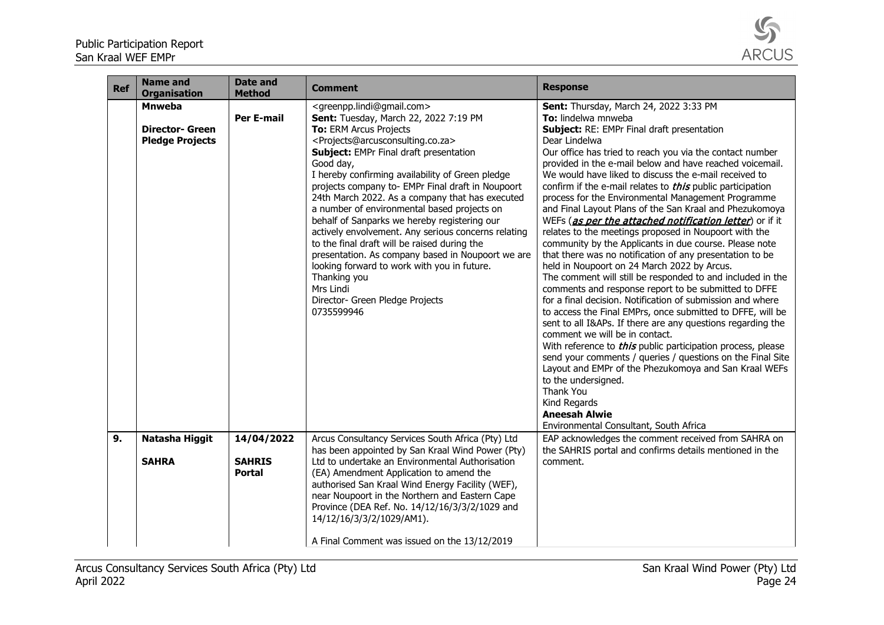| Ref | Name and Organisation | Date and Method | Comment | Response |
|---|---|---|---|---|
| | **Mnweba**<br><br>**Director- Green Pledge Projects** | **Per E-mail** | <greenpp.lindi@gmail.com><br>**Sent:** Tuesday, March 22, 2022 7:19 PM<br>**To:** ERM Arcus Projects <Projects@arcusconsulting.co.za><br>**Subject:** EMPr Final draft presentation<br>Good day,<br>I hereby confirming availability of Green pledge projects company to- EMPr Final draft in Noupoort 24th March 2022. As a company that has executed a number of environmental based projects on behalf of Sanparks we hereby registering our actively envolvement. Any serious concerns relating to the final draft will be raised during the presentation. As company based in Noupoort we are looking forward to work with you in future.<br>Thanking you<br>Mrs Lindi<br>Director- Green Pledge Projects<br>0735599946 | **Sent:** Thursday, March 24, 2022 3:33 PM<br>**To:** lindelwa mnweba<br>**Subject:** RE: EMPr Final draft presentation<br>Dear Lindelwa<br>Our office has tried to reach you via the contact number provided in the e-mail below and have reached voicemail. We would have liked to discuss the e-mail received to confirm if the e-mail relates to ***this*** public participation process for the Environmental Management Programme and Final Layout Plans of the San Kraal and Phezukomoya WEFs (***as per the attached notification letter***) or if it relates to the meetings proposed in Noupoort with the community by the Applicants in due course. Please note that there was no notification of any presentation to be held in Noupoort on 24 March 2022 by Arcus.<br>The comment will still be responded to and included in the comments and response report to be submitted to DFFE for a final decision. Notification of submission and where to access the Final EMPrs, once submitted to DFFE, will be sent to all I&APs. If there are any questions regarding the comment we will be in contact.<br>With reference to ***this*** public participation process, please send your comments / queries / questions on the Final Site Layout and EMPr of the Phezukomoya and San Kraal WEFs to the undersigned.<br>Thank You<br>Kind Regards<br>**Aneesah Alwie**<br>Environmental Consultant, South Africa |
| **9.** | **Natasha Higgit**<br><br>**SAHRA** | **14/04/2022**<br><br>**SAHRIS Portal** | Arcus Consultancy Services South Africa (Pty) Ltd has been appointed by San Kraal Wind Power (Pty) Ltd to undertake an Environmental Authorisation (EA) Amendment Application to amend the authorised San Kraal Wind Energy Facility (WEF), near Noupoort in the Northern and Eastern Cape Province (DEA Ref. No. 14/12/16/3/3/2/1029 and 14/12/16/3/3/2/1029/AM1).<br><br>A Final Comment was issued on the 13/12/2019 | EAP acknowledges the comment received from SAHRA on the SAHRIS portal and confirms details mentioned in the comment. |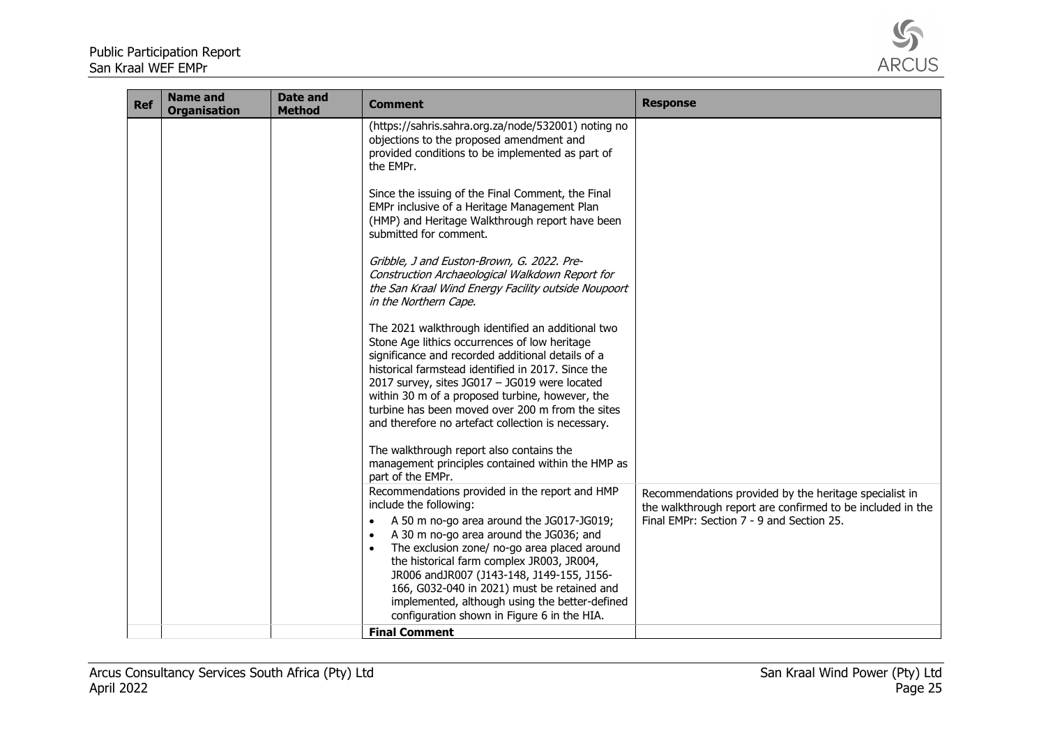| Ref | Name and Organisation | Date and Method | Comment | Response |
|---|---|---|---|---|
| | | | (https://sahris.sahra.org.za/node/532001) noting no objections to the proposed amendment and provided conditions to be implemented as part of the EMPr.<br><br>Since the issuing of the Final Comment, the Final EMPr inclusive of a Heritage Management Plan (HMP) and Heritage Walkthrough report have been submitted for comment.<br><br>*Gribble, J and Euston-Brown, G. 2022. Pre-Construction Archaeological Walkdown Report for the San Kraal Wind Energy Facility outside Noupoort in the Northern Cape.*<br><br>The 2021 walkthrough identified an additional two Stone Age lithics occurrences of low heritage significance and recorded additional details of a historical farmstead identified in 2017. Since the 2017 survey, sites JG017 – JG019 were located within 30 m of a proposed turbine, however, the turbine has been moved over 200 m from the sites and therefore no artefact collection is necessary.<br><br>The walkthrough report also contains the management principles contained within the HMP as part of the EMPr. | |
| | | | Recommendations provided in the report and HMP include the following:<br>• A 50 m no-go area around the JG017-JG019;<br>• A 30 m no-go area around the JG036; and<br>• The exclusion zone/ no-go area placed around the historical farm complex JR003, JR004, JR006 andJR007 (J143-148, J149-155, J156-166, G032-040 in 2021) must be retained and implemented, although using the better-defined configuration shown in Figure 6 in the HIA. | Recommendations provided by the heritage specialist in the walkthrough report are confirmed to be included in the Final EMPr: Section 7 - 9 and Section 25. |
| | | | **Final Comment** | |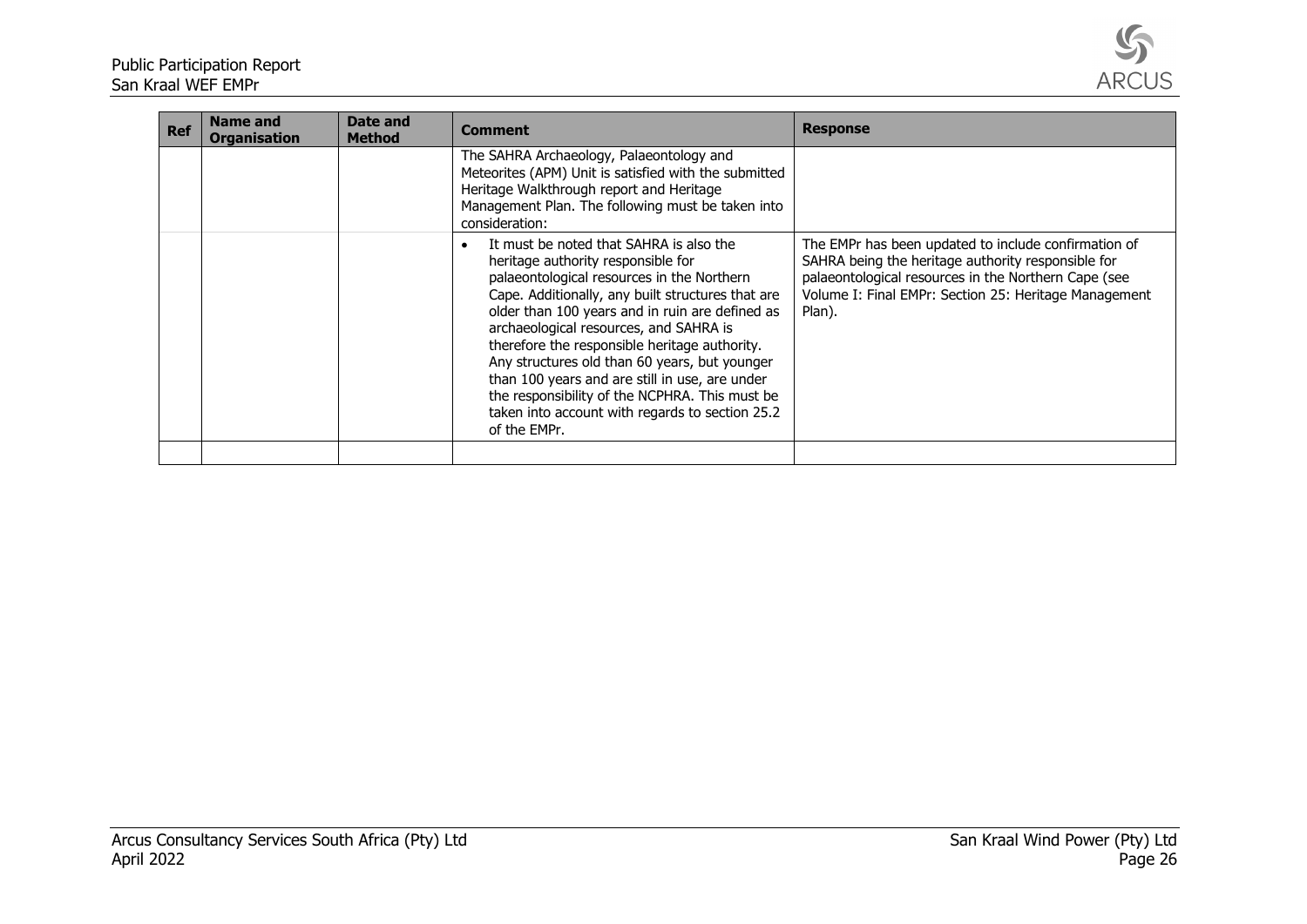| Ref | Name and Organisation | Date and Method | Comment | Response |
|---|---|---|---|---|
| | | | The SAHRA Archaeology, Palaeontology and Meteorites (APM) Unit is satisfied with the submitted Heritage Walkthrough report and Heritage Management Plan. The following must be taken into consideration: | |
| | | | • It must be noted that SAHRA is also the heritage authority responsible for palaeontological resources in the Northern Cape. Additionally, any built structures that are older than 100 years and in ruin are defined as archaeological resources, and SAHRA is therefore the responsible heritage authority. Any structures old than 60 years, but younger than 100 years and are still in use, are under the responsibility of the NCPHRA. This must be taken into account with regards to section 25.2 of the EMPr. | The EMPr has been updated to include confirmation of SAHRA being the heritage authority responsible for palaeontological resources in the Northern Cape (see Volume I: Final EMPr: Section 25: Heritage Management Plan). |
| | | | | |